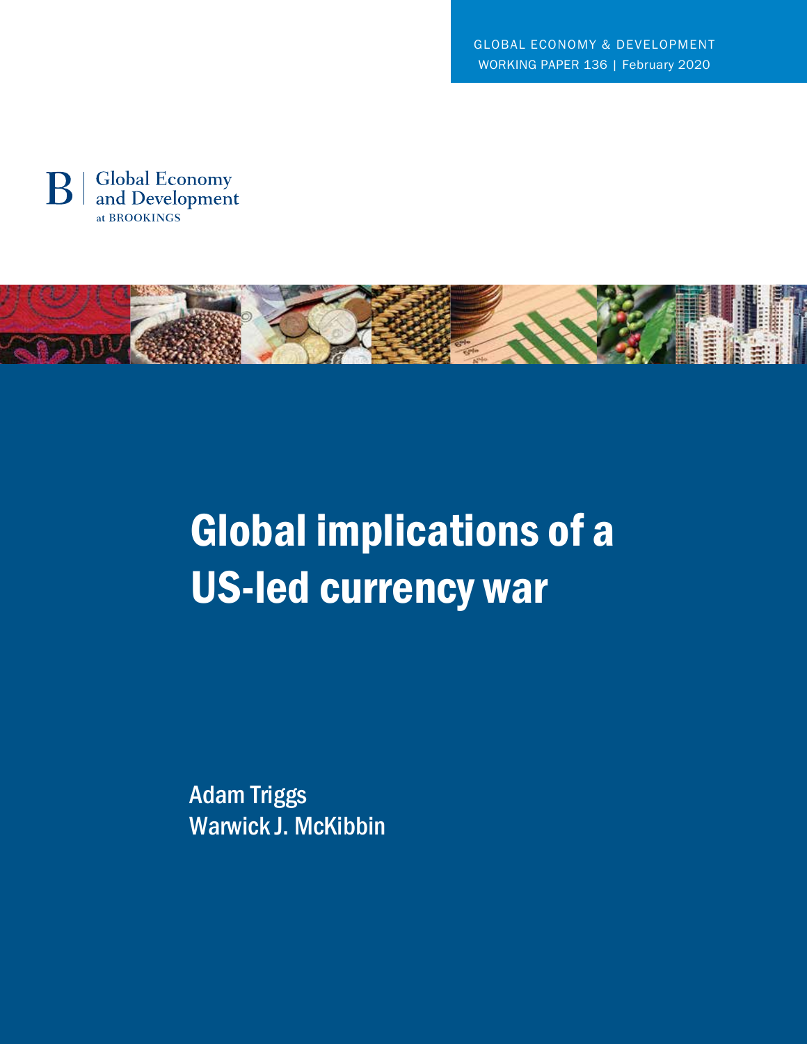GLOBAL ECONOMY & DEVELOPMENT
WORKING PAPER 136 | February 2020

Global Economy and Development at BROOKINGS

# Global implications of a US-led currency war

Adam Triggs
Warwick J. McKibbin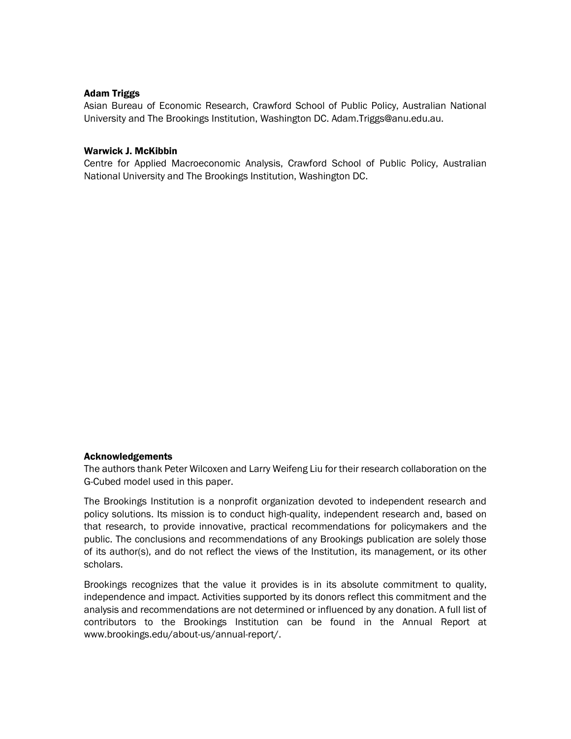**Adam Triggs**
Asian Bureau of Economic Research, Crawford School of Public Policy, Australian National University and The Brookings Institution, Washington DC. Adam.Triggs@anu.edu.au.

**Warwick J. McKibbin**
Centre for Applied Macroeconomic Analysis, Crawford School of Public Policy, Australian National University and The Brookings Institution, Washington DC.

**Acknowledgements**
The authors thank Peter Wilcoxen and Larry Weifeng Liu for their research collaboration on the G-Cubed model used in this paper.

The Brookings Institution is a nonprofit organization devoted to independent research and policy solutions. Its mission is to conduct high-quality, independent research and, based on that research, to provide innovative, practical recommendations for policymakers and the public. The conclusions and recommendations of any Brookings publication are solely those of its author(s), and do not reflect the views of the Institution, its management, or its other scholars.

Brookings recognizes that the value it provides is in its absolute commitment to quality, independence and impact. Activities supported by its donors reflect this commitment and the analysis and recommendations are not determined or influenced by any donation. A full list of contributors to the Brookings Institution can be found in the Annual Report at www.brookings.edu/about-us/annual-report/.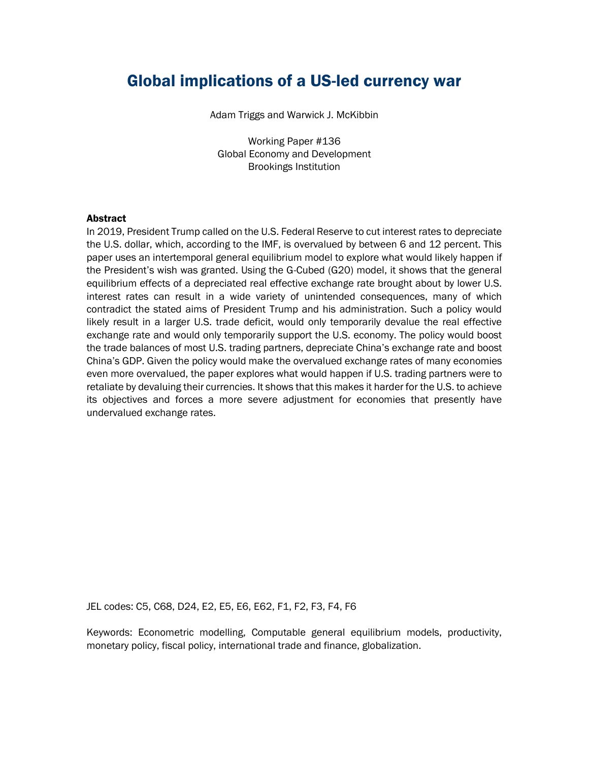# Global implications of a US-led currency war

Adam Triggs and Warwick J. McKibbin

Working Paper #136
Global Economy and Development
Brookings Institution

**Abstract**

In 2019, President Trump called on the U.S. Federal Reserve to cut interest rates to depreciate the U.S. dollar, which, according to the IMF, is overvalued by between 6 and 12 percent. This paper uses an intertemporal general equilibrium model to explore what would likely happen if the President's wish was granted. Using the G-Cubed (G20) model, it shows that the general equilibrium effects of a depreciated real effective exchange rate brought about by lower U.S. interest rates can result in a wide variety of unintended consequences, many of which contradict the stated aims of President Trump and his administration. Such a policy would likely result in a larger U.S. trade deficit, would only temporarily devalue the real effective exchange rate and would only temporarily support the U.S. economy. The policy would boost the trade balances of most U.S. trading partners, depreciate China's exchange rate and boost China's GDP. Given the policy would make the overvalued exchange rates of many economies even more overvalued, the paper explores what would happen if U.S. trading partners were to retaliate by devaluing their currencies. It shows that this makes it harder for the U.S. to achieve its objectives and forces a more severe adjustment for economies that presently have undervalued exchange rates.

JEL codes: C5, C68, D24, E2, E5, E6, E62, F1, F2, F3, F4, F6

Keywords: Econometric modelling, Computable general equilibrium models, productivity, monetary policy, fiscal policy, international trade and finance, globalization.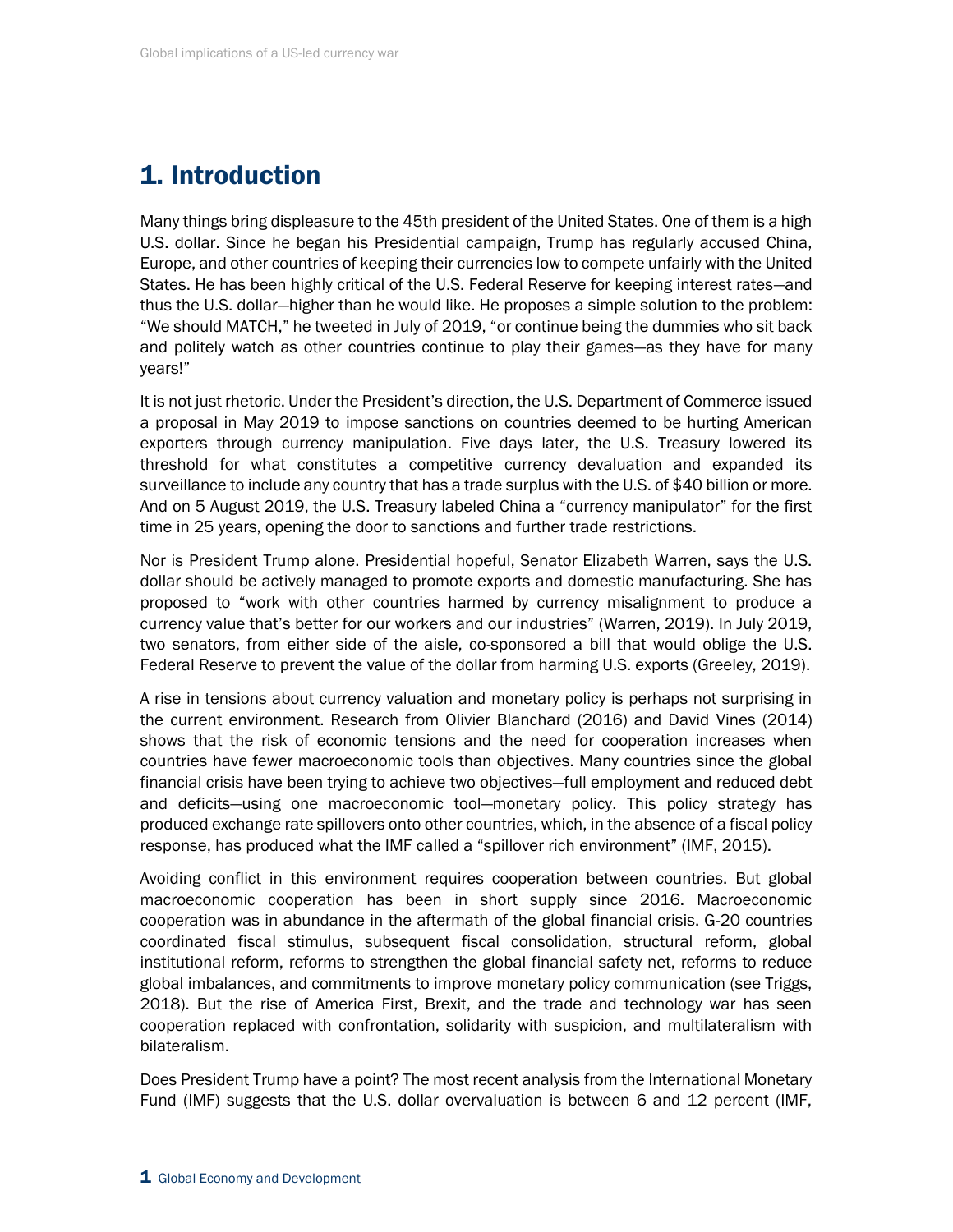# 1. Introduction

Many things bring displeasure to the 45th president of the United States. One of them is a high U.S. dollar. Since he began his Presidential campaign, Trump has regularly accused China, Europe, and other countries of keeping their currencies low to compete unfairly with the United States. He has been highly critical of the U.S. Federal Reserve for keeping interest rates—and thus the U.S. dollar—higher than he would like. He proposes a simple solution to the problem: "We should MATCH," he tweeted in July of 2019, "or continue being the dummies who sit back and politely watch as other countries continue to play their games—as they have for many years!"

It is not just rhetoric. Under the President's direction, the U.S. Department of Commerce issued a proposal in May 2019 to impose sanctions on countries deemed to be hurting American exporters through currency manipulation. Five days later, the U.S. Treasury lowered its threshold for what constitutes a competitive currency devaluation and expanded its surveillance to include any country that has a trade surplus with the U.S. of $40 billion or more. And on 5 August 2019, the U.S. Treasury labeled China a "currency manipulator" for the first time in 25 years, opening the door to sanctions and further trade restrictions.

Nor is President Trump alone. Presidential hopeful, Senator Elizabeth Warren, says the U.S. dollar should be actively managed to promote exports and domestic manufacturing. She has proposed to "work with other countries harmed by currency misalignment to produce a currency value that's better for our workers and our industries" (Warren, 2019). In July 2019, two senators, from either side of the aisle, co-sponsored a bill that would oblige the U.S. Federal Reserve to prevent the value of the dollar from harming U.S. exports (Greeley, 2019).

A rise in tensions about currency valuation and monetary policy is perhaps not surprising in the current environment. Research from Olivier Blanchard (2016) and David Vines (2014) shows that the risk of economic tensions and the need for cooperation increases when countries have fewer macroeconomic tools than objectives. Many countries since the global financial crisis have been trying to achieve two objectives—full employment and reduced debt and deficits—using one macroeconomic tool—monetary policy. This policy strategy has produced exchange rate spillovers onto other countries, which, in the absence of a fiscal policy response, has produced what the IMF called a "spillover rich environment" (IMF, 2015).

Avoiding conflict in this environment requires cooperation between countries. But global macroeconomic cooperation has been in short supply since 2016. Macroeconomic cooperation was in abundance in the aftermath of the global financial crisis. G-20 countries coordinated fiscal stimulus, subsequent fiscal consolidation, structural reform, global institutional reform, reforms to strengthen the global financial safety net, reforms to reduce global imbalances, and commitments to improve monetary policy communication (see Triggs, 2018). But the rise of America First, Brexit, and the trade and technology war has seen cooperation replaced with confrontation, solidarity with suspicion, and multilateralism with bilateralism.

Does President Trump have a point? The most recent analysis from the International Monetary Fund (IMF) suggests that the U.S. dollar overvaluation is between 6 and 12 percent (IMF,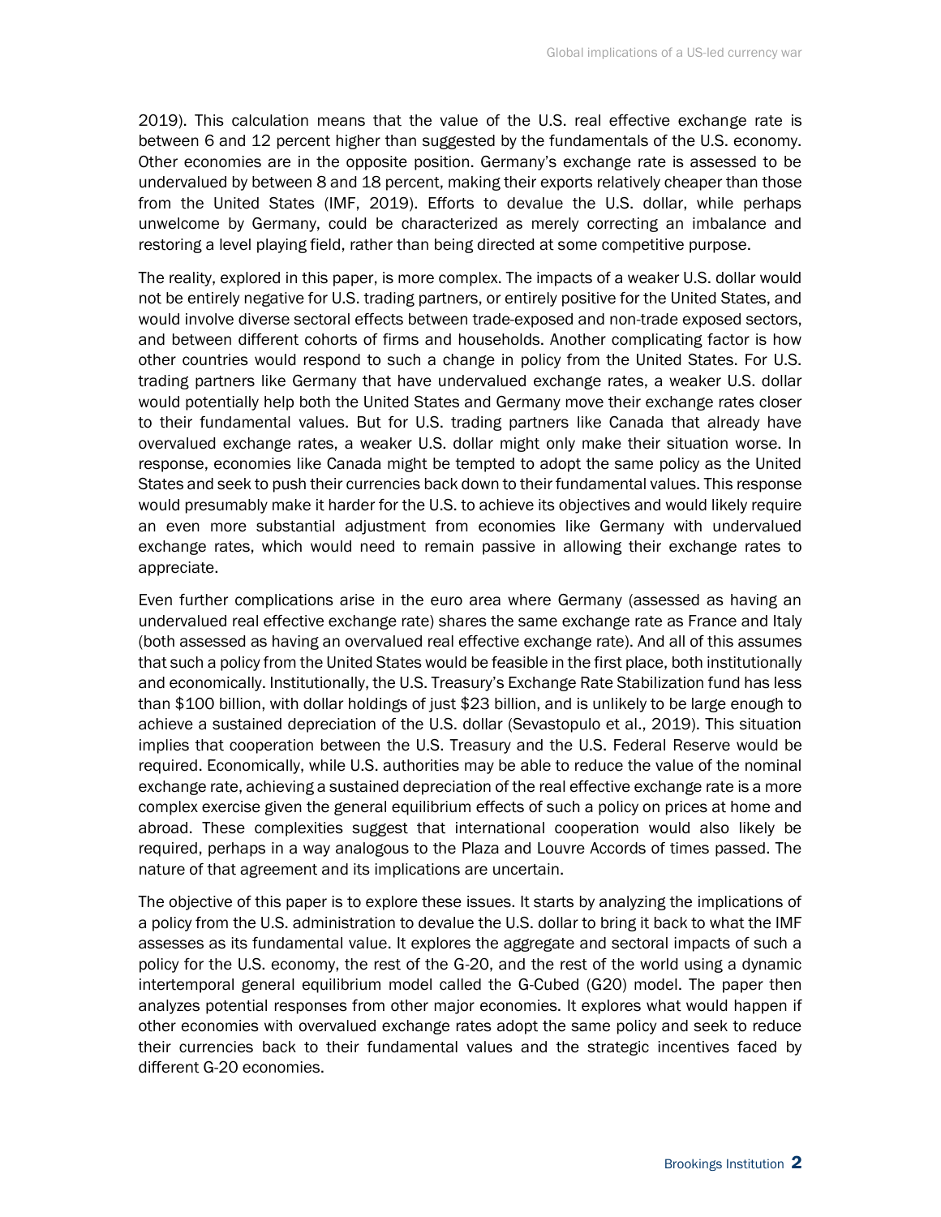2019). This calculation means that the value of the U.S. real effective exchange rate is between 6 and 12 percent higher than suggested by the fundamentals of the U.S. economy. Other economies are in the opposite position. Germany's exchange rate is assessed to be undervalued by between 8 and 18 percent, making their exports relatively cheaper than those from the United States (IMF, 2019). Efforts to devalue the U.S. dollar, while perhaps unwelcome by Germany, could be characterized as merely correcting an imbalance and restoring a level playing field, rather than being directed at some competitive purpose.

The reality, explored in this paper, is more complex. The impacts of a weaker U.S. dollar would not be entirely negative for U.S. trading partners, or entirely positive for the United States, and would involve diverse sectoral effects between trade-exposed and non-trade exposed sectors, and between different cohorts of firms and households. Another complicating factor is how other countries would respond to such a change in policy from the United States. For U.S. trading partners like Germany that have undervalued exchange rates, a weaker U.S. dollar would potentially help both the United States and Germany move their exchange rates closer to their fundamental values. But for U.S. trading partners like Canada that already have overvalued exchange rates, a weaker U.S. dollar might only make their situation worse. In response, economies like Canada might be tempted to adopt the same policy as the United States and seek to push their currencies back down to their fundamental values. This response would presumably make it harder for the U.S. to achieve its objectives and would likely require an even more substantial adjustment from economies like Germany with undervalued exchange rates, which would need to remain passive in allowing their exchange rates to appreciate.

Even further complications arise in the euro area where Germany (assessed as having an undervalued real effective exchange rate) shares the same exchange rate as France and Italy (both assessed as having an overvalued real effective exchange rate). And all of this assumes that such a policy from the United States would be feasible in the first place, both institutionally and economically. Institutionally, the U.S. Treasury's Exchange Rate Stabilization fund has less than $100 billion, with dollar holdings of just $23 billion, and is unlikely to be large enough to achieve a sustained depreciation of the U.S. dollar (Sevastopulo et al., 2019). This situation implies that cooperation between the U.S. Treasury and the U.S. Federal Reserve would be required. Economically, while U.S. authorities may be able to reduce the value of the nominal exchange rate, achieving a sustained depreciation of the real effective exchange rate is a more complex exercise given the general equilibrium effects of such a policy on prices at home and abroad. These complexities suggest that international cooperation would also likely be required, perhaps in a way analogous to the Plaza and Louvre Accords of times passed. The nature of that agreement and its implications are uncertain.

The objective of this paper is to explore these issues. It starts by analyzing the implications of a policy from the U.S. administration to devalue the U.S. dollar to bring it back to what the IMF assesses as its fundamental value. It explores the aggregate and sectoral impacts of such a policy for the U.S. economy, the rest of the G-20, and the rest of the world using a dynamic intertemporal general equilibrium model called the G-Cubed (G20) model. The paper then analyzes potential responses from other major economies. It explores what would happen if other economies with overvalued exchange rates adopt the same policy and seek to reduce their currencies back to their fundamental values and the strategic incentives faced by different G-20 economies.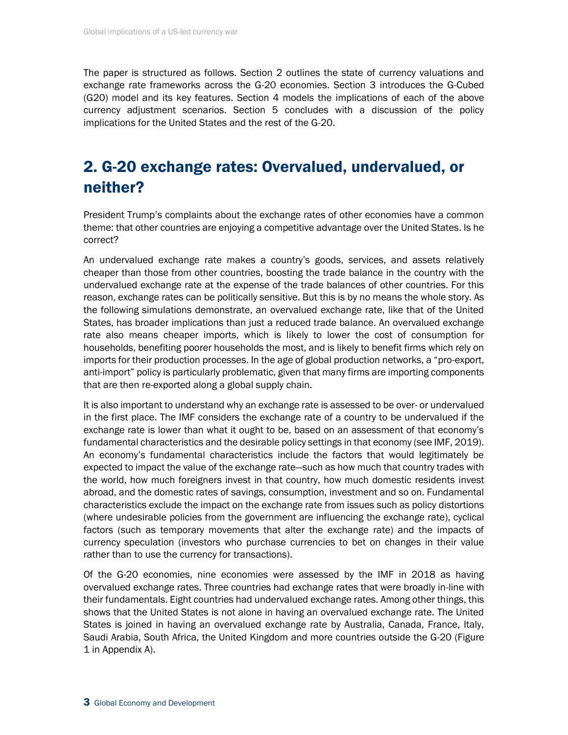The paper is structured as follows. Section 2 outlines the state of currency valuations and exchange rate frameworks across the G-20 economies. Section 3 introduces the G-Cubed (G20) model and its key features. Section 4 models the implications of each of the above currency adjustment scenarios. Section 5 concludes with a discussion of the policy implications for the United States and the rest of the G-20.

## 2. G-20 exchange rates: Overvalued, undervalued, or neither?

President Trump's complaints about the exchange rates of other economies have a common theme: that other countries are enjoying a competitive advantage over the United States. Is he correct?

An undervalued exchange rate makes a country's goods, services, and assets relatively cheaper than those from other countries, boosting the trade balance in the country with the undervalued exchange rate at the expense of the trade balances of other countries. For this reason, exchange rates can be politically sensitive. But this is by no means the whole story. As the following simulations demonstrate, an overvalued exchange rate, like that of the United States, has broader implications than just a reduced trade balance. An overvalued exchange rate also means cheaper imports, which is likely to lower the cost of consumption for households, benefiting poorer households the most, and is likely to benefit firms which rely on imports for their production processes. In the age of global production networks, a "pro-export, anti-import" policy is particularly problematic, given that many firms are importing components that are then re-exported along a global supply chain.

It is also important to understand why an exchange rate is assessed to be over- or undervalued in the first place. The IMF considers the exchange rate of a country to be undervalued if the exchange rate is lower than what it ought to be, based on an assessment of that economy's fundamental characteristics and the desirable policy settings in that economy (see IMF, 2019). An economy's fundamental characteristics include the factors that would legitimately be expected to impact the value of the exchange rate—such as how much that country trades with the world, how much foreigners invest in that country, how much domestic residents invest abroad, and the domestic rates of savings, consumption, investment and so on. Fundamental characteristics exclude the impact on the exchange rate from issues such as policy distortions (where undesirable policies from the government are influencing the exchange rate), cyclical factors (such as temporary movements that alter the exchange rate) and the impacts of currency speculation (investors who purchase currencies to bet on changes in their value rather than to use the currency for transactions).

Of the G-20 economies, nine economies were assessed by the IMF in 2018 as having overvalued exchange rates. Three countries had exchange rates that were broadly in-line with their fundamentals. Eight countries had undervalued exchange rates. Among other things, this shows that the United States is not alone in having an overvalued exchange rate. The United States is joined in having an overvalued exchange rate by Australia, Canada, France, Italy, Saudi Arabia, South Africa, the United Kingdom and more countries outside the G-20 (Figure 1 in Appendix A).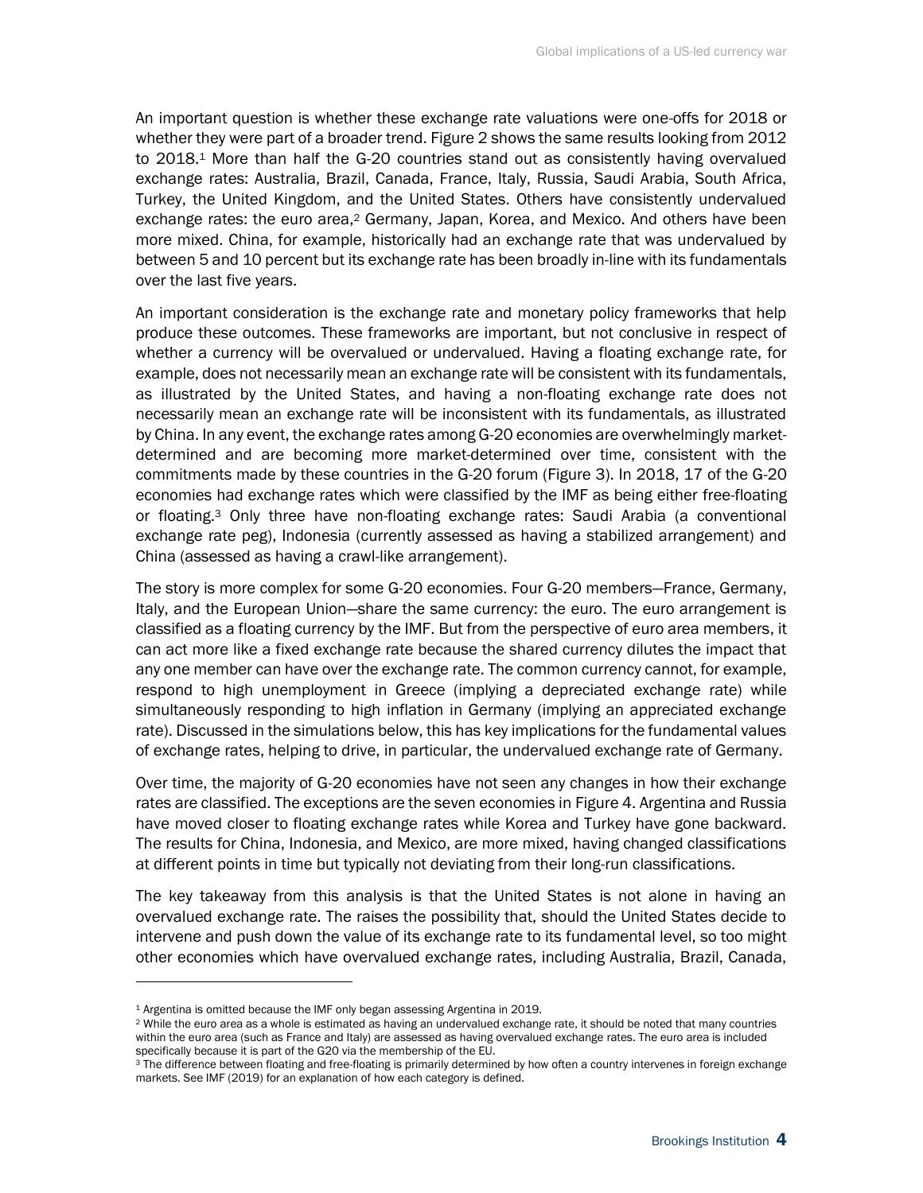An important question is whether these exchange rate valuations were one-offs for 2018 or whether they were part of a broader trend. Figure 2 shows the same results looking from 2012 to 2018.[1] More than half the G-20 countries stand out as consistently having overvalued exchange rates: Australia, Brazil, Canada, France, Italy, Russia, Saudi Arabia, South Africa, Turkey, the United Kingdom, and the United States. Others have consistently undervalued exchange rates: the euro area,[2] Germany, Japan, Korea, and Mexico. And others have been more mixed. China, for example, historically had an exchange rate that was undervalued by between 5 and 10 percent but its exchange rate has been broadly in-line with its fundamentals over the last five years.

An important consideration is the exchange rate and monetary policy frameworks that help produce these outcomes. These frameworks are important, but not conclusive in respect of whether a currency will be overvalued or undervalued. Having a floating exchange rate, for example, does not necessarily mean an exchange rate will be consistent with its fundamentals, as illustrated by the United States, and having a non-floating exchange rate does not necessarily mean an exchange rate will be inconsistent with its fundamentals, as illustrated by China. In any event, the exchange rates among G-20 economies are overwhelmingly market-determined and are becoming more market-determined over time, consistent with the commitments made by these countries in the G-20 forum (Figure 3). In 2018, 17 of the G-20 economies had exchange rates which were classified by the IMF as being either free-floating or floating.[3] Only three have non-floating exchange rates: Saudi Arabia (a conventional exchange rate peg), Indonesia (currently assessed as having a stabilized arrangement) and China (assessed as having a crawl-like arrangement).

The story is more complex for some G-20 economies. Four G-20 members—France, Germany, Italy, and the European Union—share the same currency: the euro. The euro arrangement is classified as a floating currency by the IMF. But from the perspective of euro area members, it can act more like a fixed exchange rate because the shared currency dilutes the impact that any one member can have over the exchange rate. The common currency cannot, for example, respond to high unemployment in Greece (implying a depreciated exchange rate) while simultaneously responding to high inflation in Germany (implying an appreciated exchange rate). Discussed in the simulations below, this has key implications for the fundamental values of exchange rates, helping to drive, in particular, the undervalued exchange rate of Germany.

Over time, the majority of G-20 economies have not seen any changes in how their exchange rates are classified. The exceptions are the seven economies in Figure 4. Argentina and Russia have moved closer to floating exchange rates while Korea and Turkey have gone backward. The results for China, Indonesia, and Mexico, are more mixed, having changed classifications at different points in time but typically not deviating from their long-run classifications.

The key takeaway from this analysis is that the United States is not alone in having an overvalued exchange rate. The raises the possibility that, should the United States decide to intervene and push down the value of its exchange rate to its fundamental level, so too might other economies which have overvalued exchange rates, including Australia, Brazil, Canada,

---

[1] Argentina is omitted because the IMF only began assessing Argentina in 2019.

[2] While the euro area as a whole is estimated as having an undervalued exchange rate, it should be noted that many countries within the euro area (such as France and Italy) are assessed as having overvalued exchange rates. The euro area is included specifically because it is part of the G20 via the membership of the EU.

[3] The difference between floating and free-floating is primarily determined by how often a country intervenes in foreign exchange markets. See IMF (2019) for an explanation of how each category is defined.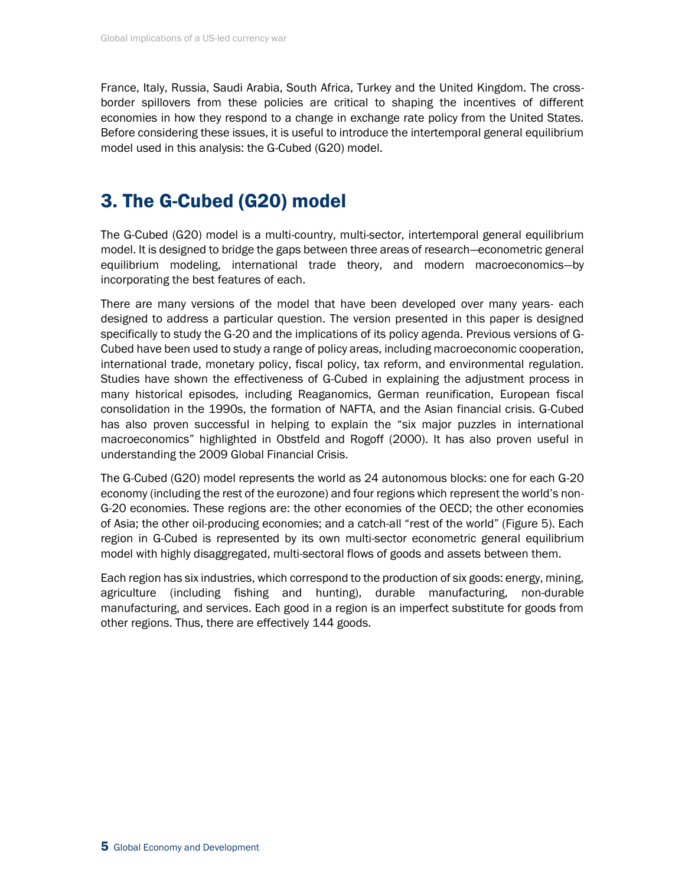France, Italy, Russia, Saudi Arabia, South Africa, Turkey and the United Kingdom. The cross-border spillovers from these policies are critical to shaping the incentives of different economies in how they respond to a change in exchange rate policy from the United States. Before considering these issues, it is useful to introduce the intertemporal general equilibrium model used in this analysis: the G-Cubed (G20) model.

# 3. The G-Cubed (G20) model

The G-Cubed (G20) model is a multi-country, multi-sector, intertemporal general equilibrium model. It is designed to bridge the gaps between three areas of research—econometric general equilibrium modeling, international trade theory, and modern macroeconomics—by incorporating the best features of each.

There are many versions of the model that have been developed over many years- each designed to address a particular question. The version presented in this paper is designed specifically to study the G-20 and the implications of its policy agenda. Previous versions of G-Cubed have been used to study a range of policy areas, including macroeconomic cooperation, international trade, monetary policy, fiscal policy, tax reform, and environmental regulation. Studies have shown the effectiveness of G-Cubed in explaining the adjustment process in many historical episodes, including Reaganomics, German reunification, European fiscal consolidation in the 1990s, the formation of NAFTA, and the Asian financial crisis. G-Cubed has also proven successful in helping to explain the "six major puzzles in international macroeconomics" highlighted in Obstfeld and Rogoff (2000). It has also proven useful in understanding the 2009 Global Financial Crisis.

The G-Cubed (G20) model represents the world as 24 autonomous blocks: one for each G-20 economy (including the rest of the eurozone) and four regions which represent the world's non-G-20 economies. These regions are: the other economies of the OECD; the other economies of Asia; the other oil-producing economies; and a catch-all "rest of the world" (Figure 5). Each region in G-Cubed is represented by its own multi-sector econometric general equilibrium model with highly disaggregated, multi-sectoral flows of goods and assets between them.

Each region has six industries, which correspond to the production of six goods: energy, mining, agriculture (including fishing and hunting), durable manufacturing, non-durable manufacturing, and services. Each good in a region is an imperfect substitute for goods from other regions. Thus, there are effectively 144 goods.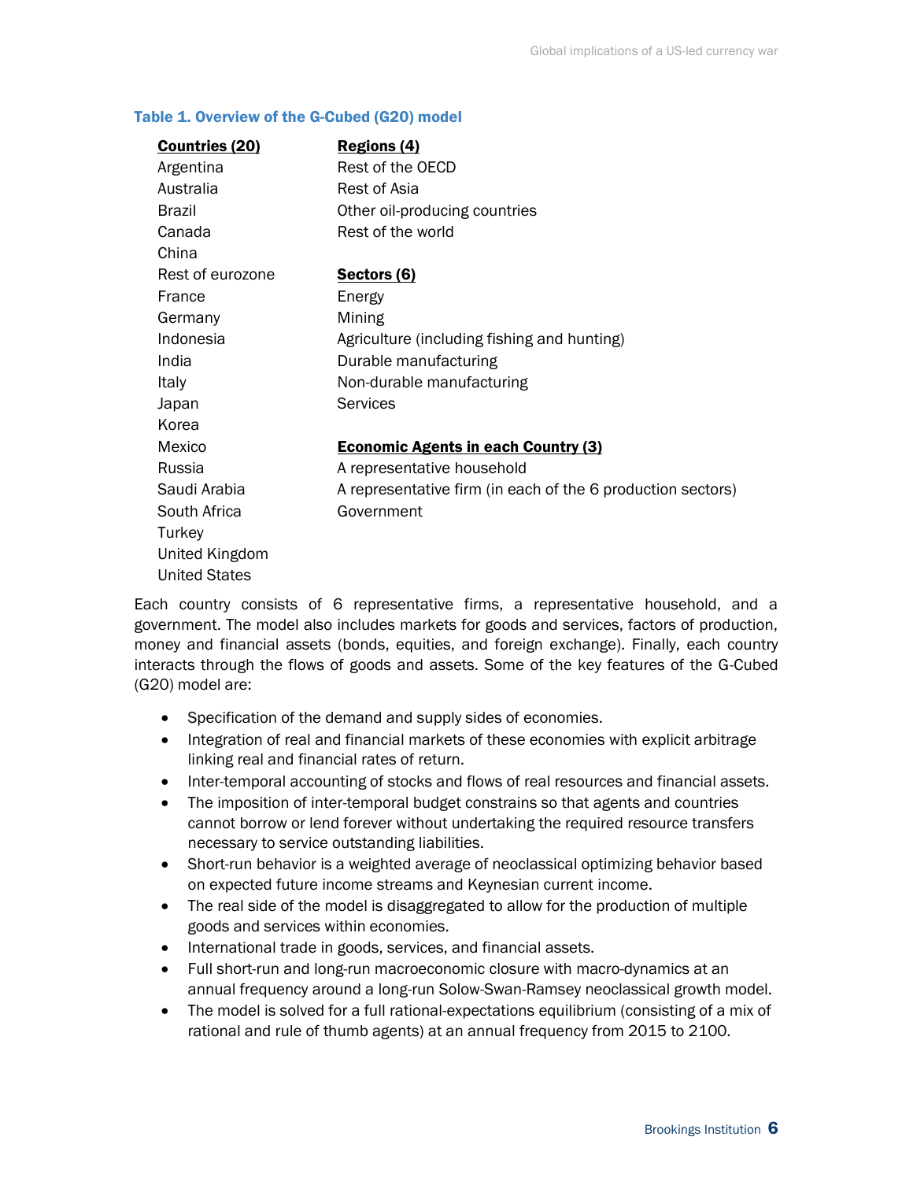**Table 1. Overview of the G-Cubed (G20) model**

| **Countries (20)** | **Regions (4)** |
|---|---|
| Argentina | Rest of the OECD |
| Australia | Rest of Asia |
| Brazil | Other oil-producing countries |
| Canada | Rest of the world |
| China | |
| Rest of eurozone | **Sectors (6)** |
| France | Energy |
| Germany | Mining |
| Indonesia | Agriculture (including fishing and hunting) |
| India | Durable manufacturing |
| Italy | Non-durable manufacturing |
| Japan | Services |
| Korea | |
| Mexico | **Economic Agents in each Country (3)** |
| Russia | A representative household |
| Saudi Arabia | A representative firm (in each of the 6 production sectors) |
| South Africa | Government |
| Turkey | |
| United Kingdom | |
| United States | |

Each country consists of 6 representative firms, a representative household, and a government. The model also includes markets for goods and services, factors of production, money and financial assets (bonds, equities, and foreign exchange). Finally, each country interacts through the flows of goods and assets. Some of the key features of the G-Cubed (G20) model are:

- Specification of the demand and supply sides of economies.
- Integration of real and financial markets of these economies with explicit arbitrage linking real and financial rates of return.
- Inter-temporal accounting of stocks and flows of real resources and financial assets.
- The imposition of inter-temporal budget constrains so that agents and countries cannot borrow or lend forever without undertaking the required resource transfers necessary to service outstanding liabilities.
- Short-run behavior is a weighted average of neoclassical optimizing behavior based on expected future income streams and Keynesian current income.
- The real side of the model is disaggregated to allow for the production of multiple goods and services within economies.
- International trade in goods, services, and financial assets.
- Full short-run and long-run macroeconomic closure with macro-dynamics at an annual frequency around a long-run Solow-Swan-Ramsey neoclassical growth model.
- The model is solved for a full rational-expectations equilibrium (consisting of a mix of rational and rule of thumb agents) at an annual frequency from 2015 to 2100.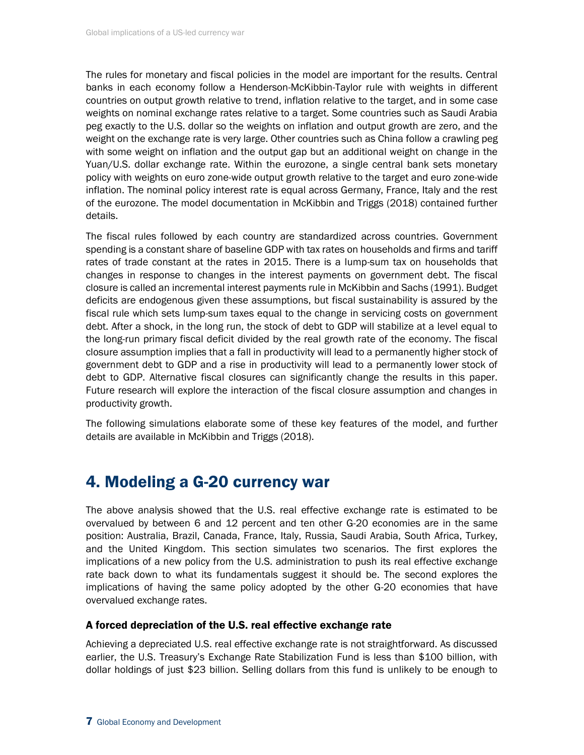The rules for monetary and fiscal policies in the model are important for the results. Central banks in each economy follow a Henderson-McKibbin-Taylor rule with weights in different countries on output growth relative to trend, inflation relative to the target, and in some case weights on nominal exchange rates relative to a target. Some countries such as Saudi Arabia peg exactly to the U.S. dollar so the weights on inflation and output growth are zero, and the weight on the exchange rate is very large. Other countries such as China follow a crawling peg with some weight on inflation and the output gap but an additional weight on change in the Yuan/U.S. dollar exchange rate. Within the eurozone, a single central bank sets monetary policy with weights on euro zone-wide output growth relative to the target and euro zone-wide inflation. The nominal policy interest rate is equal across Germany, France, Italy and the rest of the eurozone. The model documentation in McKibbin and Triggs (2018) contained further details.

The fiscal rules followed by each country are standardized across countries. Government spending is a constant share of baseline GDP with tax rates on households and firms and tariff rates of trade constant at the rates in 2015. There is a lump-sum tax on households that changes in response to changes in the interest payments on government debt. The fiscal closure is called an incremental interest payments rule in McKibbin and Sachs (1991). Budget deficits are endogenous given these assumptions, but fiscal sustainability is assured by the fiscal rule which sets lump-sum taxes equal to the change in servicing costs on government debt. After a shock, in the long run, the stock of debt to GDP will stabilize at a level equal to the long-run primary fiscal deficit divided by the real growth rate of the economy. The fiscal closure assumption implies that a fall in productivity will lead to a permanently higher stock of government debt to GDP and a rise in productivity will lead to a permanently lower stock of debt to GDP. Alternative fiscal closures can significantly change the results in this paper. Future research will explore the interaction of the fiscal closure assumption and changes in productivity growth.

The following simulations elaborate some of these key features of the model, and further details are available in McKibbin and Triggs (2018).

# 4. Modeling a G-20 currency war

The above analysis showed that the U.S. real effective exchange rate is estimated to be overvalued by between 6 and 12 percent and ten other G-20 economies are in the same position: Australia, Brazil, Canada, France, Italy, Russia, Saudi Arabia, South Africa, Turkey, and the United Kingdom. This section simulates two scenarios. The first explores the implications of a new policy from the U.S. administration to push its real effective exchange rate back down to what its fundamentals suggest it should be. The second explores the implications of having the same policy adopted by the other G-20 economies that have overvalued exchange rates.

### A forced depreciation of the U.S. real effective exchange rate

Achieving a depreciated U.S. real effective exchange rate is not straightforward. As discussed earlier, the U.S. Treasury's Exchange Rate Stabilization Fund is less than $100 billion, with dollar holdings of just $23 billion. Selling dollars from this fund is unlikely to be enough to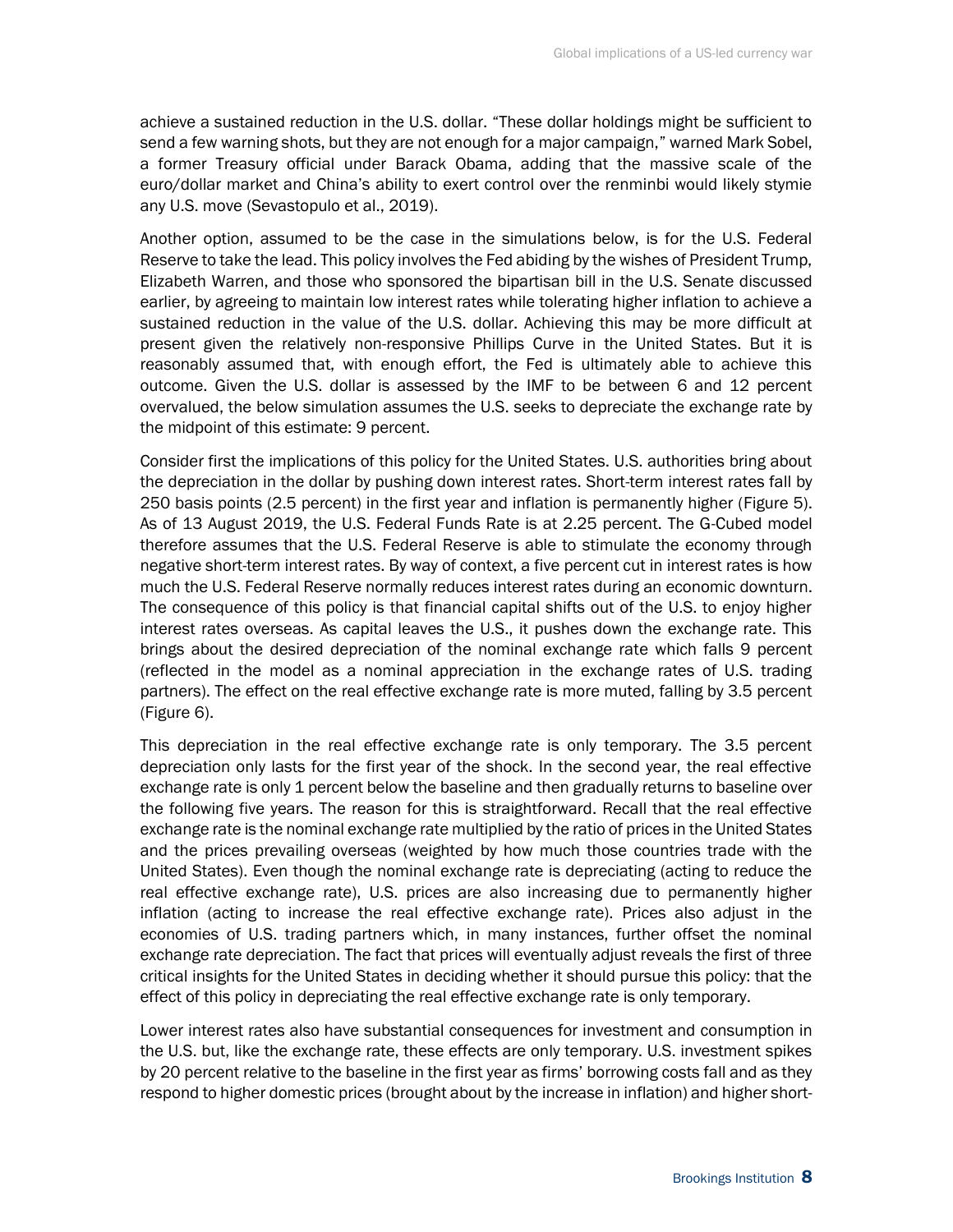achieve a sustained reduction in the U.S. dollar. "These dollar holdings might be sufficient to send a few warning shots, but they are not enough for a major campaign," warned Mark Sobel, a former Treasury official under Barack Obama, adding that the massive scale of the euro/dollar market and China's ability to exert control over the renminbi would likely stymie any U.S. move (Sevastopulo et al., 2019).

Another option, assumed to be the case in the simulations below, is for the U.S. Federal Reserve to take the lead. This policy involves the Fed abiding by the wishes of President Trump, Elizabeth Warren, and those who sponsored the bipartisan bill in the U.S. Senate discussed earlier, by agreeing to maintain low interest rates while tolerating higher inflation to achieve a sustained reduction in the value of the U.S. dollar. Achieving this may be more difficult at present given the relatively non-responsive Phillips Curve in the United States. But it is reasonably assumed that, with enough effort, the Fed is ultimately able to achieve this outcome. Given the U.S. dollar is assessed by the IMF to be between 6 and 12 percent overvalued, the below simulation assumes the U.S. seeks to depreciate the exchange rate by the midpoint of this estimate: 9 percent.

Consider first the implications of this policy for the United States. U.S. authorities bring about the depreciation in the dollar by pushing down interest rates. Short-term interest rates fall by 250 basis points (2.5 percent) in the first year and inflation is permanently higher (Figure 5). As of 13 August 2019, the U.S. Federal Funds Rate is at 2.25 percent. The G-Cubed model therefore assumes that the U.S. Federal Reserve is able to stimulate the economy through negative short-term interest rates. By way of context, a five percent cut in interest rates is how much the U.S. Federal Reserve normally reduces interest rates during an economic downturn. The consequence of this policy is that financial capital shifts out of the U.S. to enjoy higher interest rates overseas. As capital leaves the U.S., it pushes down the exchange rate. This brings about the desired depreciation of the nominal exchange rate which falls 9 percent (reflected in the model as a nominal appreciation in the exchange rates of U.S. trading partners). The effect on the real effective exchange rate is more muted, falling by 3.5 percent (Figure 6).

This depreciation in the real effective exchange rate is only temporary. The 3.5 percent depreciation only lasts for the first year of the shock. In the second year, the real effective exchange rate is only 1 percent below the baseline and then gradually returns to baseline over the following five years. The reason for this is straightforward. Recall that the real effective exchange rate is the nominal exchange rate multiplied by the ratio of prices in the United States and the prices prevailing overseas (weighted by how much those countries trade with the United States). Even though the nominal exchange rate is depreciating (acting to reduce the real effective exchange rate), U.S. prices are also increasing due to permanently higher inflation (acting to increase the real effective exchange rate). Prices also adjust in the economies of U.S. trading partners which, in many instances, further offset the nominal exchange rate depreciation. The fact that prices will eventually adjust reveals the first of three critical insights for the United States in deciding whether it should pursue this policy: that the effect of this policy in depreciating the real effective exchange rate is only temporary.

Lower interest rates also have substantial consequences for investment and consumption in the U.S. but, like the exchange rate, these effects are only temporary. U.S. investment spikes by 20 percent relative to the baseline in the first year as firms' borrowing costs fall and as they respond to higher domestic prices (brought about by the increase in inflation) and higher short-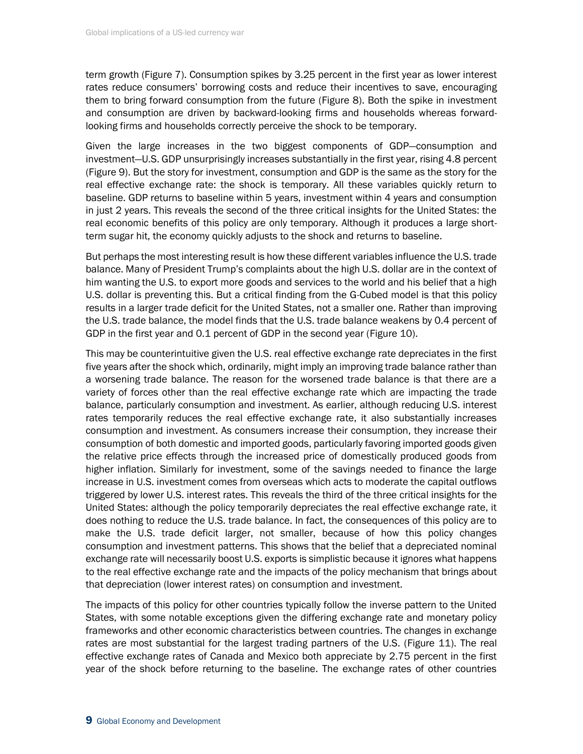term growth (Figure 7). Consumption spikes by 3.25 percent in the first year as lower interest rates reduce consumers' borrowing costs and reduce their incentives to save, encouraging them to bring forward consumption from the future (Figure 8). Both the spike in investment and consumption are driven by backward-looking firms and households whereas forward-looking firms and households correctly perceive the shock to be temporary.

Given the large increases in the two biggest components of GDP—consumption and investment—U.S. GDP unsurprisingly increases substantially in the first year, rising 4.8 percent (Figure 9). But the story for investment, consumption and GDP is the same as the story for the real effective exchange rate: the shock is temporary. All these variables quickly return to baseline. GDP returns to baseline within 5 years, investment within 4 years and consumption in just 2 years. This reveals the second of the three critical insights for the United States: the real economic benefits of this policy are only temporary. Although it produces a large short-term sugar hit, the economy quickly adjusts to the shock and returns to baseline.

But perhaps the most interesting result is how these different variables influence the U.S. trade balance. Many of President Trump's complaints about the high U.S. dollar are in the context of him wanting the U.S. to export more goods and services to the world and his belief that a high U.S. dollar is preventing this. But a critical finding from the G-Cubed model is that this policy results in a larger trade deficit for the United States, not a smaller one. Rather than improving the U.S. trade balance, the model finds that the U.S. trade balance weakens by 0.4 percent of GDP in the first year and 0.1 percent of GDP in the second year (Figure 10).

This may be counterintuitive given the U.S. real effective exchange rate depreciates in the first five years after the shock which, ordinarily, might imply an improving trade balance rather than a worsening trade balance. The reason for the worsened trade balance is that there are a variety of forces other than the real effective exchange rate which are impacting the trade balance, particularly consumption and investment. As earlier, although reducing U.S. interest rates temporarily reduces the real effective exchange rate, it also substantially increases consumption and investment. As consumers increase their consumption, they increase their consumption of both domestic and imported goods, particularly favoring imported goods given the relative price effects through the increased price of domestically produced goods from higher inflation. Similarly for investment, some of the savings needed to finance the large increase in U.S. investment comes from overseas which acts to moderate the capital outflows triggered by lower U.S. interest rates. This reveals the third of the three critical insights for the United States: although the policy temporarily depreciates the real effective exchange rate, it does nothing to reduce the U.S. trade balance. In fact, the consequences of this policy are to make the U.S. trade deficit larger, not smaller, because of how this policy changes consumption and investment patterns. This shows that the belief that a depreciated nominal exchange rate will necessarily boost U.S. exports is simplistic because it ignores what happens to the real effective exchange rate and the impacts of the policy mechanism that brings about that depreciation (lower interest rates) on consumption and investment.

The impacts of this policy for other countries typically follow the inverse pattern to the United States, with some notable exceptions given the differing exchange rate and monetary policy frameworks and other economic characteristics between countries. The changes in exchange rates are most substantial for the largest trading partners of the U.S. (Figure 11). The real effective exchange rates of Canada and Mexico both appreciate by 2.75 percent in the first year of the shock before returning to the baseline. The exchange rates of other countries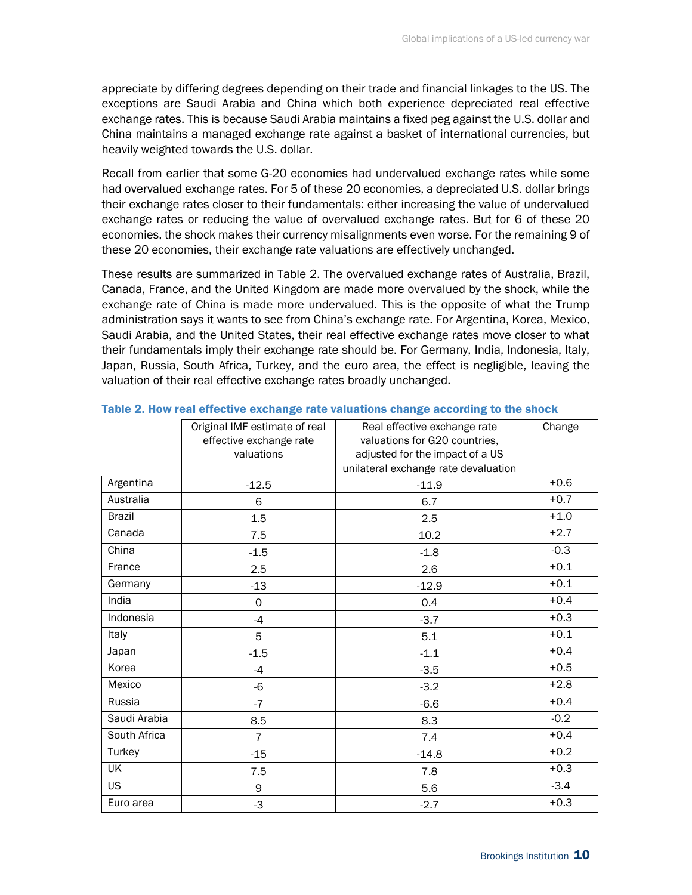appreciate by differing degrees depending on their trade and financial linkages to the US. The exceptions are Saudi Arabia and China which both experience depreciated real effective exchange rates. This is because Saudi Arabia maintains a fixed peg against the U.S. dollar and China maintains a managed exchange rate against a basket of international currencies, but heavily weighted towards the U.S. dollar.

Recall from earlier that some G-20 economies had undervalued exchange rates while some had overvalued exchange rates. For 5 of these 20 economies, a depreciated U.S. dollar brings their exchange rates closer to their fundamentals: either increasing the value of undervalued exchange rates or reducing the value of overvalued exchange rates. But for 6 of these 20 economies, the shock makes their currency misalignments even worse. For the remaining 9 of these 20 economies, their exchange rate valuations are effectively unchanged.

These results are summarized in Table 2. The overvalued exchange rates of Australia, Brazil, Canada, France, and the United Kingdom are made more overvalued by the shock, while the exchange rate of China is made more undervalued. This is the opposite of what the Trump administration says it wants to see from China's exchange rate. For Argentina, Korea, Mexico, Saudi Arabia, and the United States, their real effective exchange rates move closer to what their fundamentals imply their exchange rate should be. For Germany, India, Indonesia, Italy, Japan, Russia, South Africa, Turkey, and the euro area, the effect is negligible, leaving the valuation of their real effective exchange rates broadly unchanged.

**Table 2. How real effective exchange rate valuations change according to the shock**

| | Original IMF estimate of real effective exchange rate valuations | Real effective exchange rate valuations for G20 countries, adjusted for the impact of a US unilateral exchange rate devaluation | Change |
|---|---|---|---|
| Argentina | -12.5 | -11.9 | +0.6 |
| Australia | 6 | 6.7 | +0.7 |
| Brazil | 1.5 | 2.5 | +1.0 |
| Canada | 7.5 | 10.2 | +2.7 |
| China | -1.5 | -1.8 | -0.3 |
| France | 2.5 | 2.6 | +0.1 |
| Germany | -13 | -12.9 | +0.1 |
| India | 0 | 0.4 | +0.4 |
| Indonesia | -4 | -3.7 | +0.3 |
| Italy | 5 | 5.1 | +0.1 |
| Japan | -1.5 | -1.1 | +0.4 |
| Korea | -4 | -3.5 | +0.5 |
| Mexico | -6 | -3.2 | +2.8 |
| Russia | -7 | -6.6 | +0.4 |
| Saudi Arabia | 8.5 | 8.3 | -0.2 |
| South Africa | 7 | 7.4 | +0.4 |
| Turkey | -15 | -14.8 | +0.2 |
| UK | 7.5 | 7.8 | +0.3 |
| US | 9 | 5.6 | -3.4 |
| Euro area | -3 | -2.7 | +0.3 |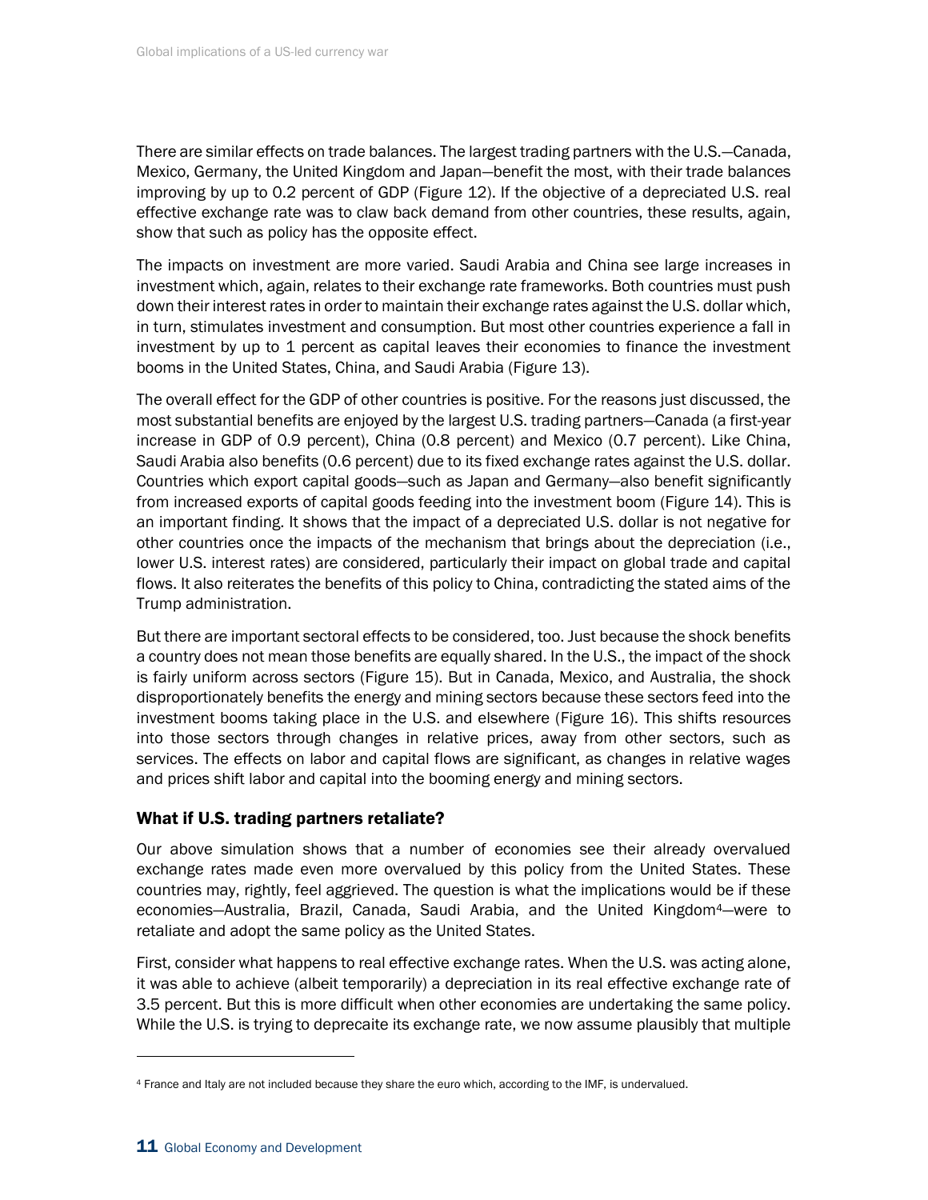There are similar effects on trade balances. The largest trading partners with the U.S.—Canada, Mexico, Germany, the United Kingdom and Japan—benefit the most, with their trade balances improving by up to 0.2 percent of GDP (Figure 12). If the objective of a depreciated U.S. real effective exchange rate was to claw back demand from other countries, these results, again, show that such as policy has the opposite effect.

The impacts on investment are more varied. Saudi Arabia and China see large increases in investment which, again, relates to their exchange rate frameworks. Both countries must push down their interest rates in order to maintain their exchange rates against the U.S. dollar which, in turn, stimulates investment and consumption. But most other countries experience a fall in investment by up to 1 percent as capital leaves their economies to finance the investment booms in the United States, China, and Saudi Arabia (Figure 13).

The overall effect for the GDP of other countries is positive. For the reasons just discussed, the most substantial benefits are enjoyed by the largest U.S. trading partners—Canada (a first-year increase in GDP of 0.9 percent), China (0.8 percent) and Mexico (0.7 percent). Like China, Saudi Arabia also benefits (0.6 percent) due to its fixed exchange rates against the U.S. dollar. Countries which export capital goods—such as Japan and Germany—also benefit significantly from increased exports of capital goods feeding into the investment boom (Figure 14). This is an important finding. It shows that the impact of a depreciated U.S. dollar is not negative for other countries once the impacts of the mechanism that brings about the depreciation (i.e., lower U.S. interest rates) are considered, particularly their impact on global trade and capital flows. It also reiterates the benefits of this policy to China, contradicting the stated aims of the Trump administration.

But there are important sectoral effects to be considered, too. Just because the shock benefits a country does not mean those benefits are equally shared. In the U.S., the impact of the shock is fairly uniform across sectors (Figure 15). But in Canada, Mexico, and Australia, the shock disproportionately benefits the energy and mining sectors because these sectors feed into the investment booms taking place in the U.S. and elsewhere (Figure 16). This shifts resources into those sectors through changes in relative prices, away from other sectors, such as services. The effects on labor and capital flows are significant, as changes in relative wages and prices shift labor and capital into the booming energy and mining sectors.

### What if U.S. trading partners retaliate?

Our above simulation shows that a number of economies see their already overvalued exchange rates made even more overvalued by this policy from the United States. These countries may, rightly, feel aggrieved. The question is what the implications would be if these economies—Australia, Brazil, Canada, Saudi Arabia, and the United Kingdom[4]—were to retaliate and adopt the same policy as the United States.

First, consider what happens to real effective exchange rates. When the U.S. was acting alone, it was able to achieve (albeit temporarily) a depreciation in its real effective exchange rate of 3.5 percent. But this is more difficult when other economies are undertaking the same policy. While the U.S. is trying to deprecaite its exchange rate, we now assume plausibly that multiple

[4] France and Italy are not included because they share the euro which, according to the IMF, is undervalued.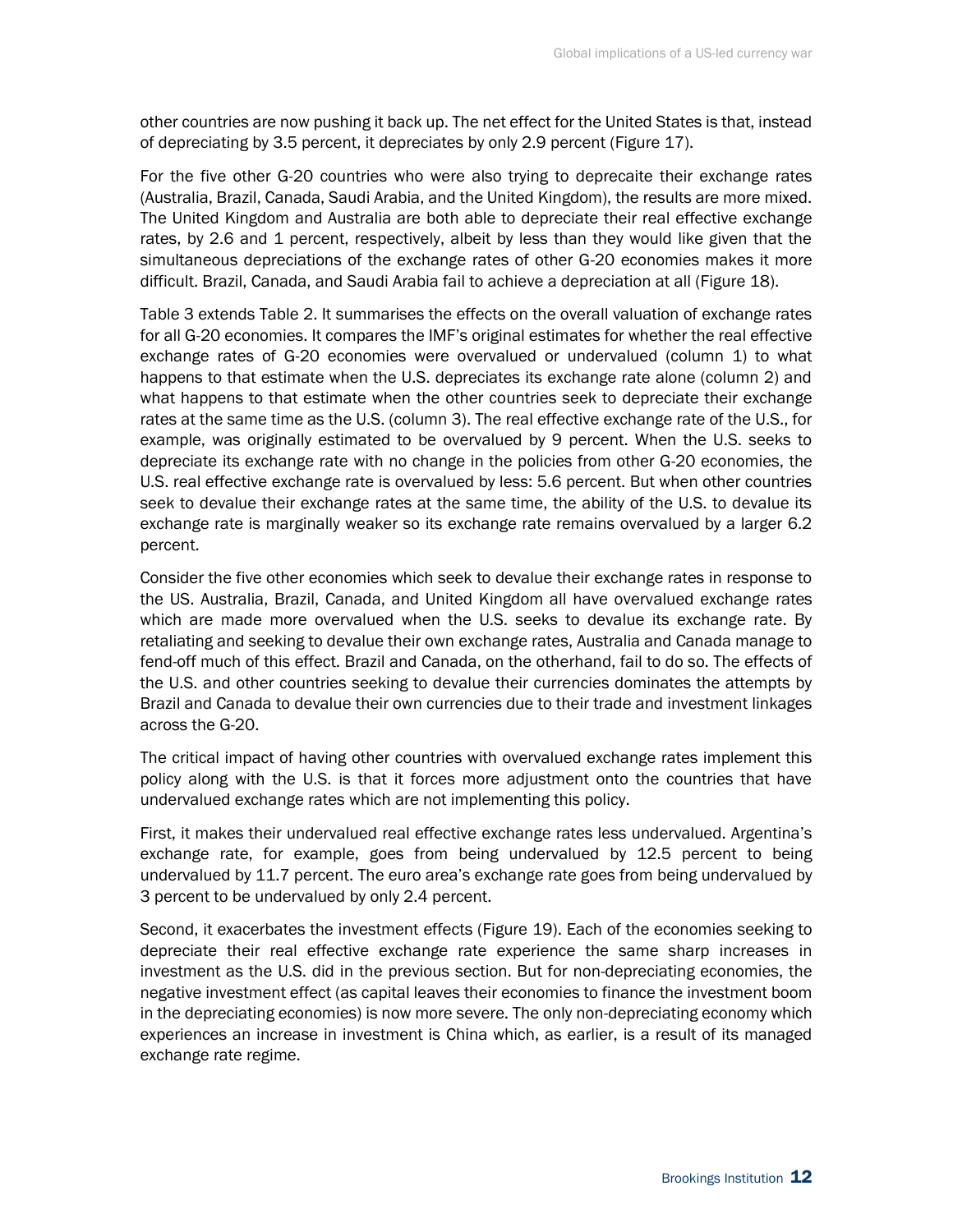other countries are now pushing it back up. The net effect for the United States is that, instead of depreciating by 3.5 percent, it depreciates by only 2.9 percent (Figure 17).

For the five other G-20 countries who were also trying to deprecaite their exchange rates (Australia, Brazil, Canada, Saudi Arabia, and the United Kingdom), the results are more mixed. The United Kingdom and Australia are both able to depreciate their real effective exchange rates, by 2.6 and 1 percent, respectively, albeit by less than they would like given that the simultaneous depreciations of the exchange rates of other G-20 economies makes it more difficult. Brazil, Canada, and Saudi Arabia fail to achieve a depreciation at all (Figure 18).

Table 3 extends Table 2. It summarises the effects on the overall valuation of exchange rates for all G-20 economies. It compares the IMF's original estimates for whether the real effective exchange rates of G-20 economies were overvalued or undervalued (column 1) to what happens to that estimate when the U.S. depreciates its exchange rate alone (column 2) and what happens to that estimate when the other countries seek to depreciate their exchange rates at the same time as the U.S. (column 3). The real effective exchange rate of the U.S., for example, was originally estimated to be overvalued by 9 percent. When the U.S. seeks to depreciate its exchange rate with no change in the policies from other G-20 economies, the U.S. real effective exchange rate is overvalued by less: 5.6 percent. But when other countries seek to devalue their exchange rates at the same time, the ability of the U.S. to devalue its exchange rate is marginally weaker so its exchange rate remains overvalued by a larger 6.2 percent.

Consider the five other economies which seek to devalue their exchange rates in response to the US. Australia, Brazil, Canada, and United Kingdom all have overvalued exchange rates which are made more overvalued when the U.S. seeks to devalue its exchange rate. By retaliating and seeking to devalue their own exchange rates, Australia and Canada manage to fend-off much of this effect. Brazil and Canada, on the otherhand, fail to do so. The effects of the U.S. and other countries seeking to devalue their currencies dominates the attempts by Brazil and Canada to devalue their own currencies due to their trade and investment linkages across the G-20.

The critical impact of having other countries with overvalued exchange rates implement this policy along with the U.S. is that it forces more adjustment onto the countries that have undervalued exchange rates which are not implementing this policy.

First, it makes their undervalued real effective exchange rates less undervalued. Argentina's exchange rate, for example, goes from being undervalued by 12.5 percent to being undervalued by 11.7 percent. The euro area's exchange rate goes from being undervalued by 3 percent to be undervalued by only 2.4 percent.

Second, it exacerbates the investment effects (Figure 19). Each of the economies seeking to depreciate their real effective exchange rate experience the same sharp increases in investment as the U.S. did in the previous section. But for non-depreciating economies, the negative investment effect (as capital leaves their economies to finance the investment boom in the depreciating economies) is now more severe. The only non-depreciating economy which experiences an increase in investment is China which, as earlier, is a result of its managed exchange rate regime.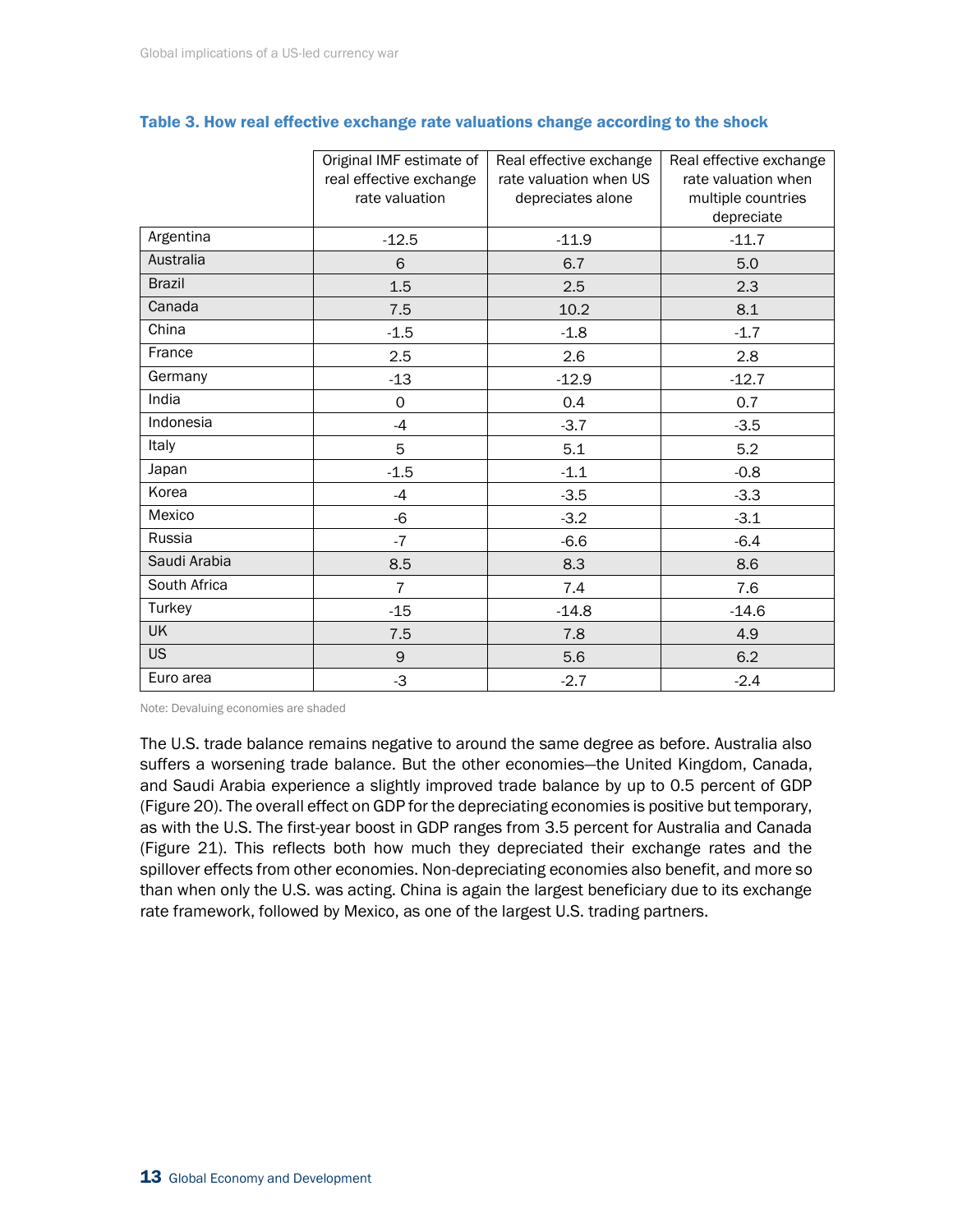**Table 3. How real effective exchange rate valuations change according to the shock**

| | Original IMF estimate of real effective exchange rate valuation | Real effective exchange rate valuation when US depreciates alone | Real effective exchange rate valuation when multiple countries depreciate |
|---|---|---|---|
| Argentina | -12.5 | -11.9 | -11.7 |
| Australia | 6 | 6.7 | 5.0 |
| Brazil | 1.5 | 2.5 | 2.3 |
| Canada | 7.5 | 10.2 | 8.1 |
| China | -1.5 | -1.8 | -1.7 |
| France | 2.5 | 2.6 | 2.8 |
| Germany | -13 | -12.9 | -12.7 |
| India | 0 | 0.4 | 0.7 |
| Indonesia | -4 | -3.7 | -3.5 |
| Italy | 5 | 5.1 | 5.2 |
| Japan | -1.5 | -1.1 | -0.8 |
| Korea | -4 | -3.5 | -3.3 |
| Mexico | -6 | -3.2 | -3.1 |
| Russia | -7 | -6.6 | -6.4 |
| Saudi Arabia | 8.5 | 8.3 | 8.6 |
| South Africa | 7 | 7.4 | 7.6 |
| Turkey | -15 | -14.8 | -14.6 |
| UK | 7.5 | 7.8 | 4.9 |
| US | 9 | 5.6 | 6.2 |
| Euro area | -3 | -2.7 | -2.4 |

Note: Devaluing economies are shaded

The U.S. trade balance remains negative to around the same degree as before. Australia also suffers a worsening trade balance. But the other economies—the United Kingdom, Canada, and Saudi Arabia experience a slightly improved trade balance by up to 0.5 percent of GDP (Figure 20). The overall effect on GDP for the depreciating economies is positive but temporary, as with the U.S. The first-year boost in GDP ranges from 3.5 percent for Australia and Canada (Figure 21). This reflects both how much they depreciated their exchange rates and the spillover effects from other economies. Non-depreciating economies also benefit, and more so than when only the U.S. was acting. China is again the largest beneficiary due to its exchange rate framework, followed by Mexico, as one of the largest U.S. trading partners.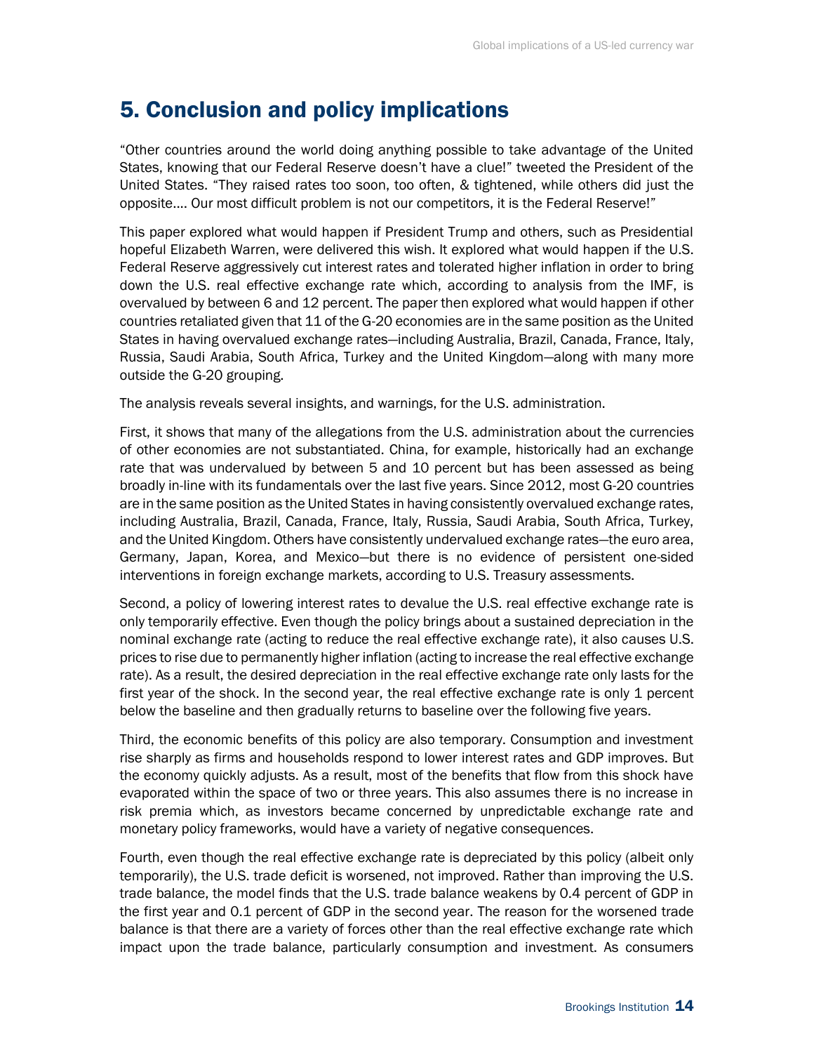# 5. Conclusion and policy implications

"Other countries around the world doing anything possible to take advantage of the United States, knowing that our Federal Reserve doesn't have a clue!" tweeted the President of the United States. "They raised rates too soon, too often, & tightened, while others did just the opposite…. Our most difficult problem is not our competitors, it is the Federal Reserve!"

This paper explored what would happen if President Trump and others, such as Presidential hopeful Elizabeth Warren, were delivered this wish. It explored what would happen if the U.S. Federal Reserve aggressively cut interest rates and tolerated higher inflation in order to bring down the U.S. real effective exchange rate which, according to analysis from the IMF, is overvalued by between 6 and 12 percent. The paper then explored what would happen if other countries retaliated given that 11 of the G-20 economies are in the same position as the United States in having overvalued exchange rates—including Australia, Brazil, Canada, France, Italy, Russia, Saudi Arabia, South Africa, Turkey and the United Kingdom—along with many more outside the G-20 grouping.

The analysis reveals several insights, and warnings, for the U.S. administration.

First, it shows that many of the allegations from the U.S. administration about the currencies of other economies are not substantiated. China, for example, historically had an exchange rate that was undervalued by between 5 and 10 percent but has been assessed as being broadly in-line with its fundamentals over the last five years. Since 2012, most G-20 countries are in the same position as the United States in having consistently overvalued exchange rates, including Australia, Brazil, Canada, France, Italy, Russia, Saudi Arabia, South Africa, Turkey, and the United Kingdom. Others have consistently undervalued exchange rates—the euro area, Germany, Japan, Korea, and Mexico—but there is no evidence of persistent one-sided interventions in foreign exchange markets, according to U.S. Treasury assessments.

Second, a policy of lowering interest rates to devalue the U.S. real effective exchange rate is only temporarily effective. Even though the policy brings about a sustained depreciation in the nominal exchange rate (acting to reduce the real effective exchange rate), it also causes U.S. prices to rise due to permanently higher inflation (acting to increase the real effective exchange rate). As a result, the desired depreciation in the real effective exchange rate only lasts for the first year of the shock. In the second year, the real effective exchange rate is only 1 percent below the baseline and then gradually returns to baseline over the following five years.

Third, the economic benefits of this policy are also temporary. Consumption and investment rise sharply as firms and households respond to lower interest rates and GDP improves. But the economy quickly adjusts. As a result, most of the benefits that flow from this shock have evaporated within the space of two or three years. This also assumes there is no increase in risk premia which, as investors became concerned by unpredictable exchange rate and monetary policy frameworks, would have a variety of negative consequences.

Fourth, even though the real effective exchange rate is depreciated by this policy (albeit only temporarily), the U.S. trade deficit is worsened, not improved. Rather than improving the U.S. trade balance, the model finds that the U.S. trade balance weakens by 0.4 percent of GDP in the first year and 0.1 percent of GDP in the second year. The reason for the worsened trade balance is that there are a variety of forces other than the real effective exchange rate which impact upon the trade balance, particularly consumption and investment. As consumers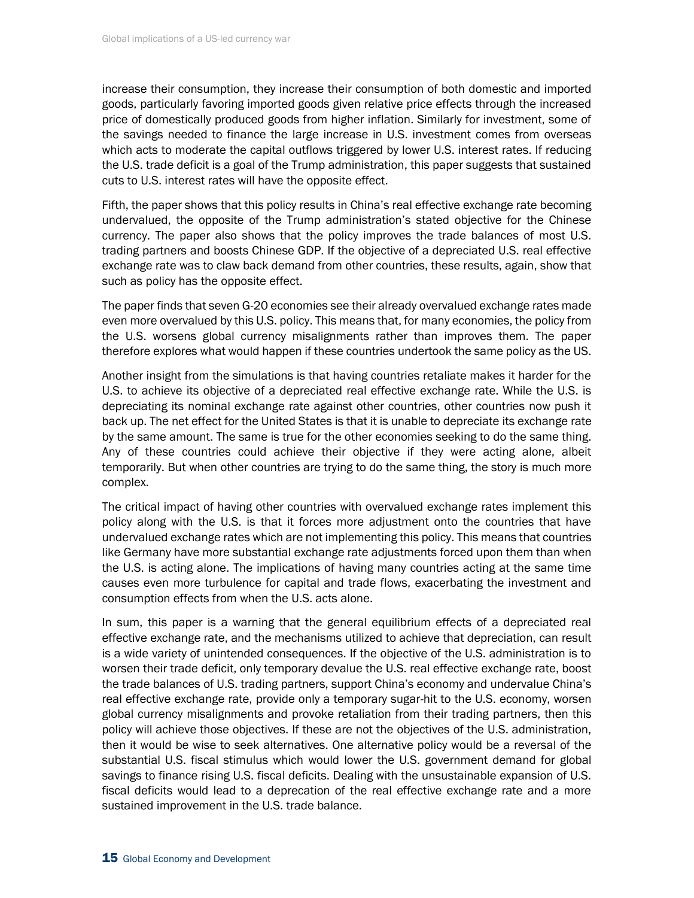increase their consumption, they increase their consumption of both domestic and imported goods, particularly favoring imported goods given relative price effects through the increased price of domestically produced goods from higher inflation. Similarly for investment, some of the savings needed to finance the large increase in U.S. investment comes from overseas which acts to moderate the capital outflows triggered by lower U.S. interest rates. If reducing the U.S. trade deficit is a goal of the Trump administration, this paper suggests that sustained cuts to U.S. interest rates will have the opposite effect.

Fifth, the paper shows that this policy results in China's real effective exchange rate becoming undervalued, the opposite of the Trump administration's stated objective for the Chinese currency. The paper also shows that the policy improves the trade balances of most U.S. trading partners and boosts Chinese GDP. If the objective of a depreciated U.S. real effective exchange rate was to claw back demand from other countries, these results, again, show that such as policy has the opposite effect.

The paper finds that seven G-20 economies see their already overvalued exchange rates made even more overvalued by this U.S. policy. This means that, for many economies, the policy from the U.S. worsens global currency misalignments rather than improves them. The paper therefore explores what would happen if these countries undertook the same policy as the US.

Another insight from the simulations is that having countries retaliate makes it harder for the U.S. to achieve its objective of a depreciated real effective exchange rate. While the U.S. is depreciating its nominal exchange rate against other countries, other countries now push it back up. The net effect for the United States is that it is unable to depreciate its exchange rate by the same amount. The same is true for the other economies seeking to do the same thing. Any of these countries could achieve their objective if they were acting alone, albeit temporarily. But when other countries are trying to do the same thing, the story is much more complex.

The critical impact of having other countries with overvalued exchange rates implement this policy along with the U.S. is that it forces more adjustment onto the countries that have undervalued exchange rates which are not implementing this policy. This means that countries like Germany have more substantial exchange rate adjustments forced upon them than when the U.S. is acting alone. The implications of having many countries acting at the same time causes even more turbulence for capital and trade flows, exacerbating the investment and consumption effects from when the U.S. acts alone.

In sum, this paper is a warning that the general equilibrium effects of a depreciated real effective exchange rate, and the mechanisms utilized to achieve that depreciation, can result is a wide variety of unintended consequences. If the objective of the U.S. administration is to worsen their trade deficit, only temporary devalue the U.S. real effective exchange rate, boost the trade balances of U.S. trading partners, support China's economy and undervalue China's real effective exchange rate, provide only a temporary sugar-hit to the U.S. economy, worsen global currency misalignments and provoke retaliation from their trading partners, then this policy will achieve those objectives. If these are not the objectives of the U.S. administration, then it would be wise to seek alternatives. One alternative policy would be a reversal of the substantial U.S. fiscal stimulus which would lower the U.S. government demand for global savings to finance rising U.S. fiscal deficits. Dealing with the unsustainable expansion of U.S. fiscal deficits would lead to a deprecation of the real effective exchange rate and a more sustained improvement in the U.S. trade balance.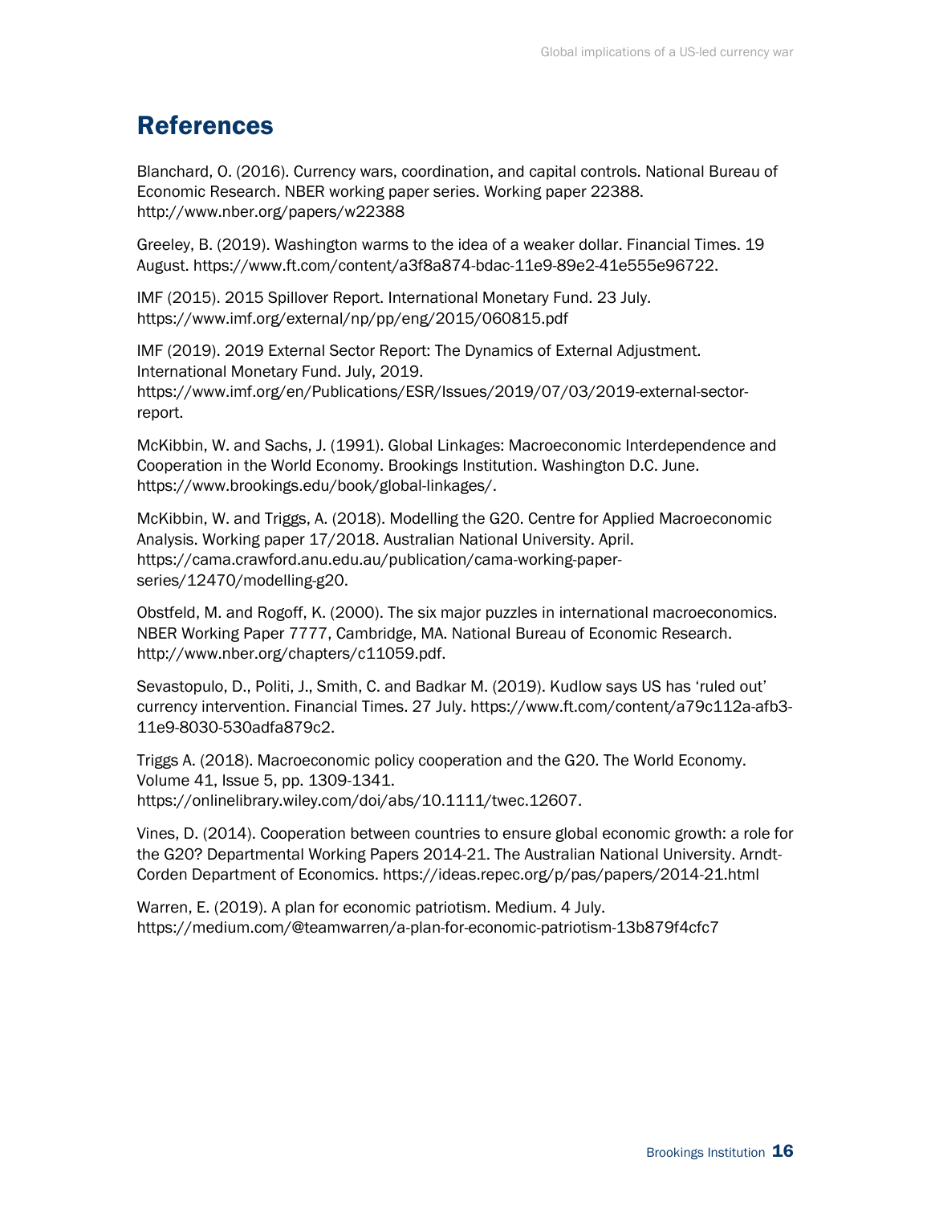# References

Blanchard, O. (2016). Currency wars, coordination, and capital controls. National Bureau of Economic Research. NBER working paper series. Working paper 22388. http://www.nber.org/papers/w22388

Greeley, B. (2019). Washington warms to the idea of a weaker dollar. Financial Times. 19 August. https://www.ft.com/content/a3f8a874-bdac-11e9-89e2-41e555e96722.

IMF (2015). 2015 Spillover Report. International Monetary Fund. 23 July. https://www.imf.org/external/np/pp/eng/2015/060815.pdf

IMF (2019). 2019 External Sector Report: The Dynamics of External Adjustment. International Monetary Fund. July, 2019. https://www.imf.org/en/Publications/ESR/Issues/2019/07/03/2019-external-sector-report.

McKibbin, W. and Sachs, J. (1991). Global Linkages: Macroeconomic Interdependence and Cooperation in the World Economy. Brookings Institution. Washington D.C. June. https://www.brookings.edu/book/global-linkages/.

McKibbin, W. and Triggs, A. (2018). Modelling the G20. Centre for Applied Macroeconomic Analysis. Working paper 17/2018. Australian National University. April. https://cama.crawford.anu.edu.au/publication/cama-working-paper-series/12470/modelling-g20.

Obstfeld, M. and Rogoff, K. (2000). The six major puzzles in international macroeconomics. NBER Working Paper 7777, Cambridge, MA. National Bureau of Economic Research. http://www.nber.org/chapters/c11059.pdf.

Sevastopulo, D., Politi, J., Smith, C. and Badkar M. (2019). Kudlow says US has 'ruled out' currency intervention. Financial Times. 27 July. https://www.ft.com/content/a79c112a-afb3-11e9-8030-530adfa879c2.

Triggs A. (2018). Macroeconomic policy cooperation and the G20. The World Economy. Volume 41, Issue 5, pp. 1309-1341. https://onlinelibrary.wiley.com/doi/abs/10.1111/twec.12607.

Vines, D. (2014). Cooperation between countries to ensure global economic growth: a role for the G20? Departmental Working Papers 2014-21. The Australian National University. Arndt-Corden Department of Economics. https://ideas.repec.org/p/pas/papers/2014-21.html

Warren, E. (2019). A plan for economic patriotism. Medium. 4 July. https://medium.com/@teamwarren/a-plan-for-economic-patriotism-13b879f4cfc7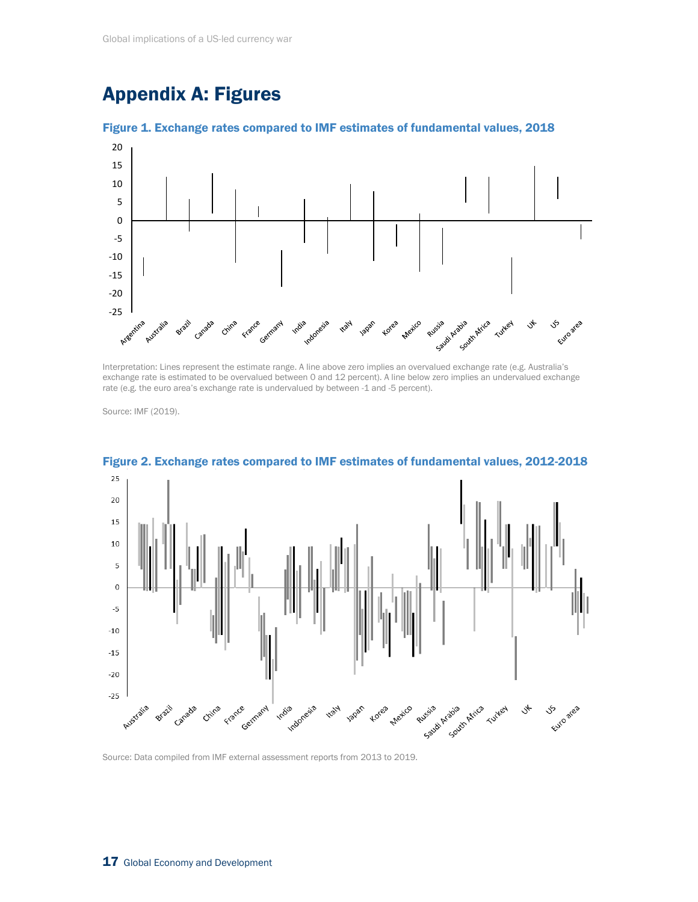# Appendix A: Figures

**Figure 1. Exchange rates compared to IMF estimates of fundamental values, 2018**

Interpretation: Lines represent the estimate range. A line above zero implies an overvalued exchange rate (e.g. Australia's exchange rate is estimated to be overvalued between 0 and 12 percent). A line below zero implies an undervalued exchange rate (e.g. the euro area's exchange rate is undervalued by between -1 and -5 percent).

Source: IMF (2019).

**Figure 2. Exchange rates compared to IMF estimates of fundamental values, 2012-2018**

Source: Data compiled from IMF external assessment reports from 2013 to 2019.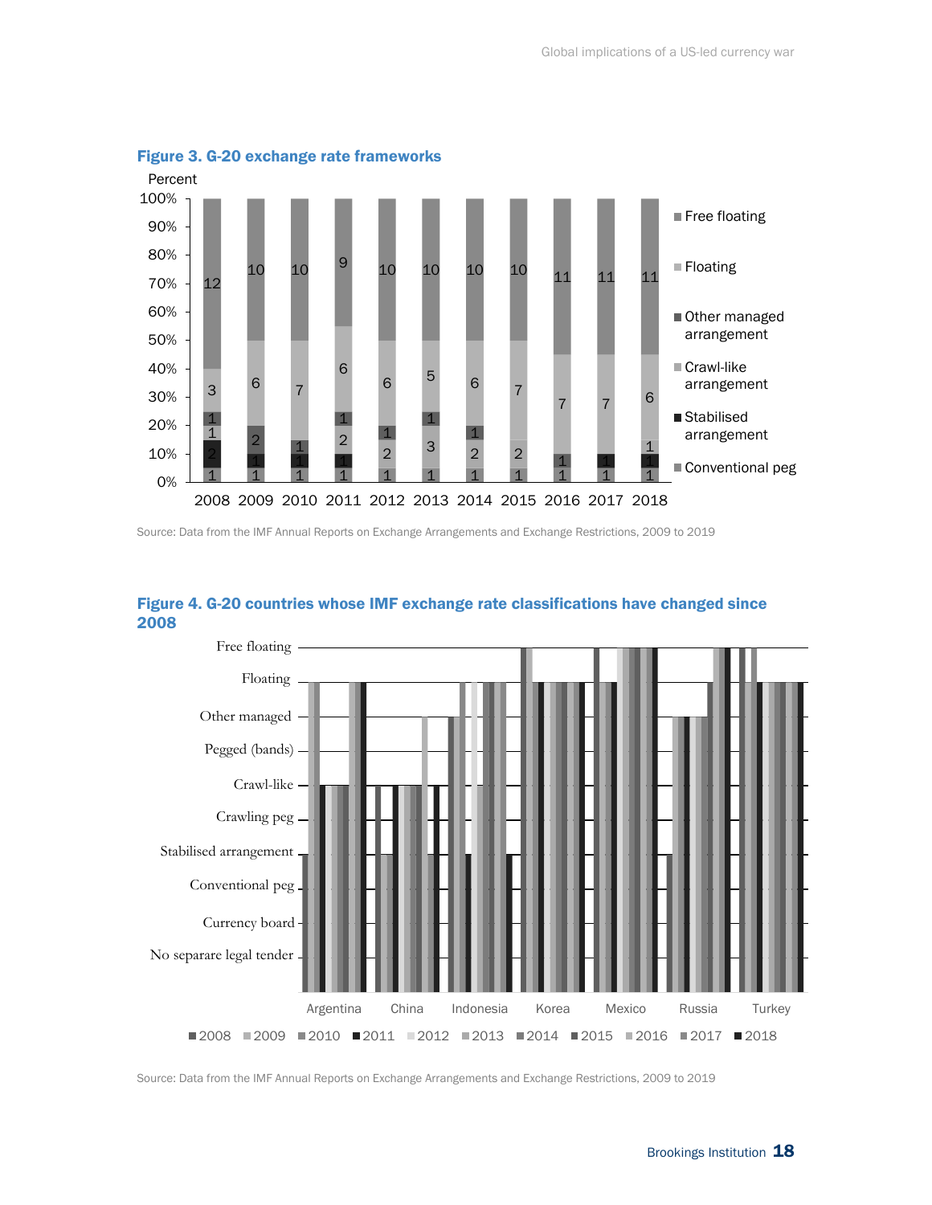**Figure 3. G-20 exchange rate frameworks**

| Year | Conventional peg | Stabilised arrangement | Crawl-like arrangement | Other managed arrangement | Floating | Free floating |
|---|---|---|---|---|---|---|
| 2008 | 1 | 2 | 1 | 1 | 3 | 12 |
| 2009 | 1 | 1 | | 2 | 6 | 10 |
| 2010 | 1 | 1 | | 1 | 7 | 10 |
| 2011 | 1 | 1 | 2 | 1 | 6 | 9 |
| 2012 | 1 | | 2 | 1 | 6 | 10 |
| 2013 | 1 | | 3 | 1 | 5 | 10 |
| 2014 | 1 | | 2 | 1 | 6 | 10 |
| 2015 | 1 | | 2 | | 7 | 10 |
| 2016 | 1 | | | 1 | 7 | 11 |
| 2017 | 1 | 1 | | | 7 | 11 |
| 2018 | 1 | 1 | 1 | | 6 | 11 |

Source: Data from the IMF Annual Reports on Exchange Arrangements and Exchange Restrictions, 2009 to 2019

**Figure 4. G-20 countries whose IMF exchange rate classifications have changed since 2008**

Source: Data from the IMF Annual Reports on Exchange Arrangements and Exchange Restrictions, 2009 to 2019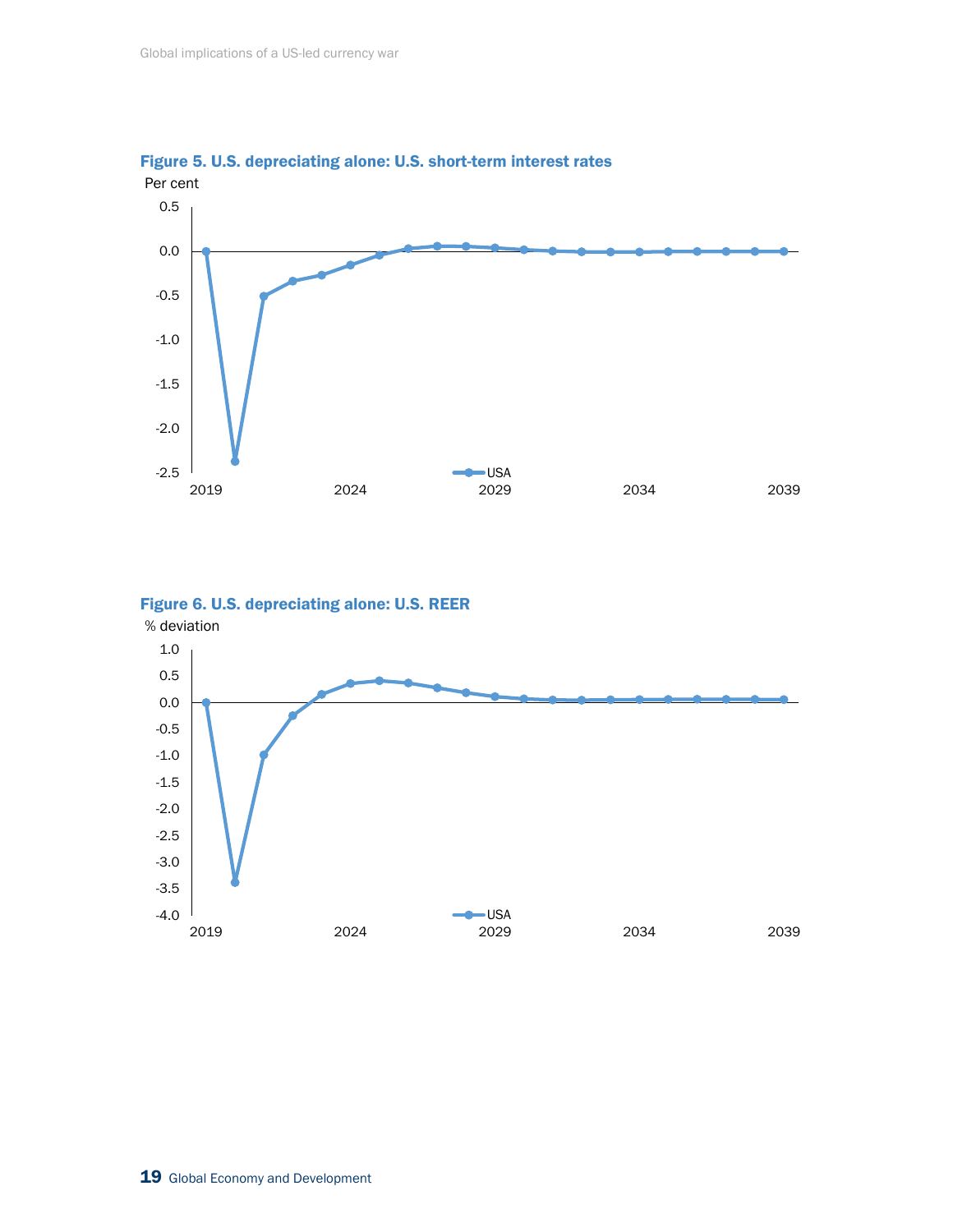**Figure 5. U.S. depreciating alone: U.S. short-term interest rates**

**Figure 6. U.S. depreciating alone: U.S. REER**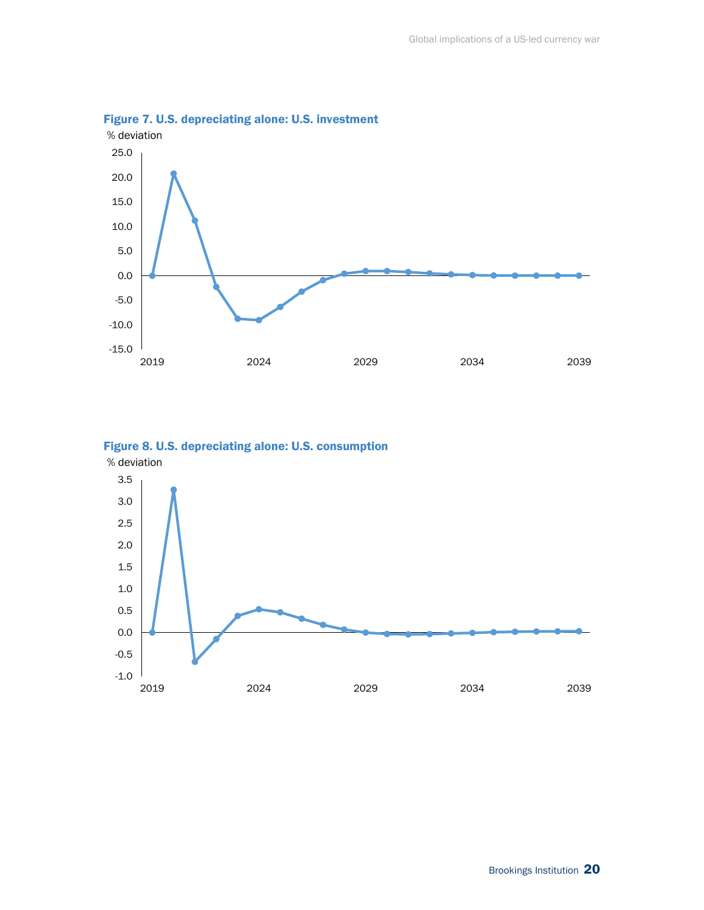**Figure 7. U.S. depreciating alone: U.S. investment**

% deviation

25.0
20.0
15.0
10.0
5.0
0.0
-5.0
-10.0
-15.0

2019 2024 2029 2034 2039

**Figure 8. U.S. depreciating alone: U.S. consumption**

% deviation

3.5
3.0
2.5
2.0
1.5
1.0
0.5
0.0
-0.5
-1.0

2019 2024 2029 2034 2039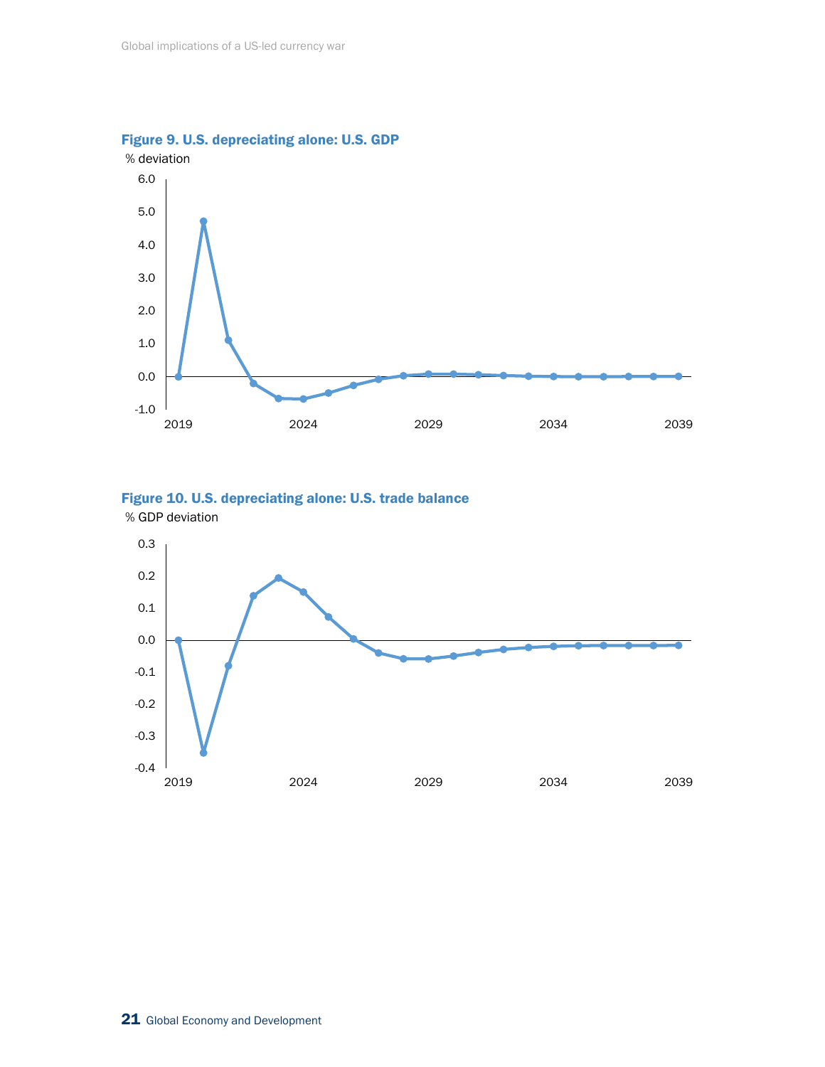**Figure 9. U.S. depreciating alone: U.S. GDP**

% deviation

**Figure 10. U.S. depreciating alone: U.S. trade balance**

% GDP deviation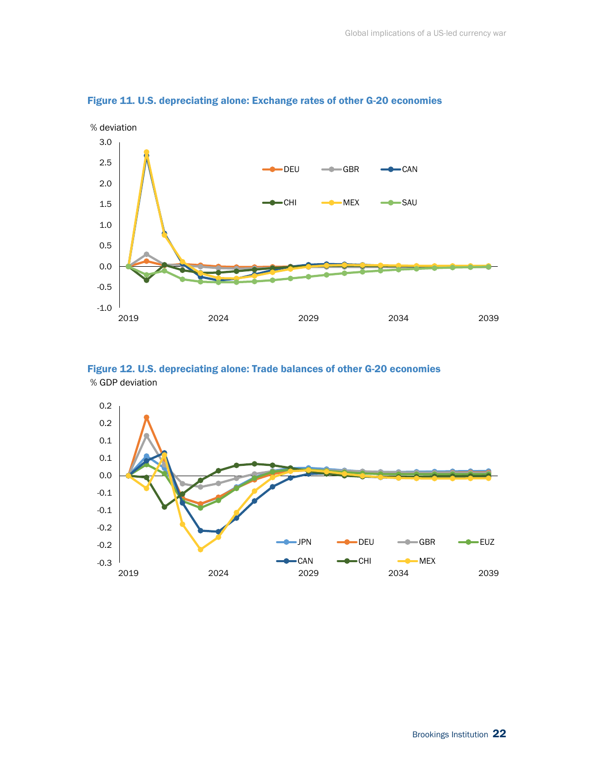**Figure 11. U.S. depreciating alone: Exchange rates of other G-20 economies**

% deviation

**Figure 12. U.S. depreciating alone: Trade balances of other G-20 economies**

% GDP deviation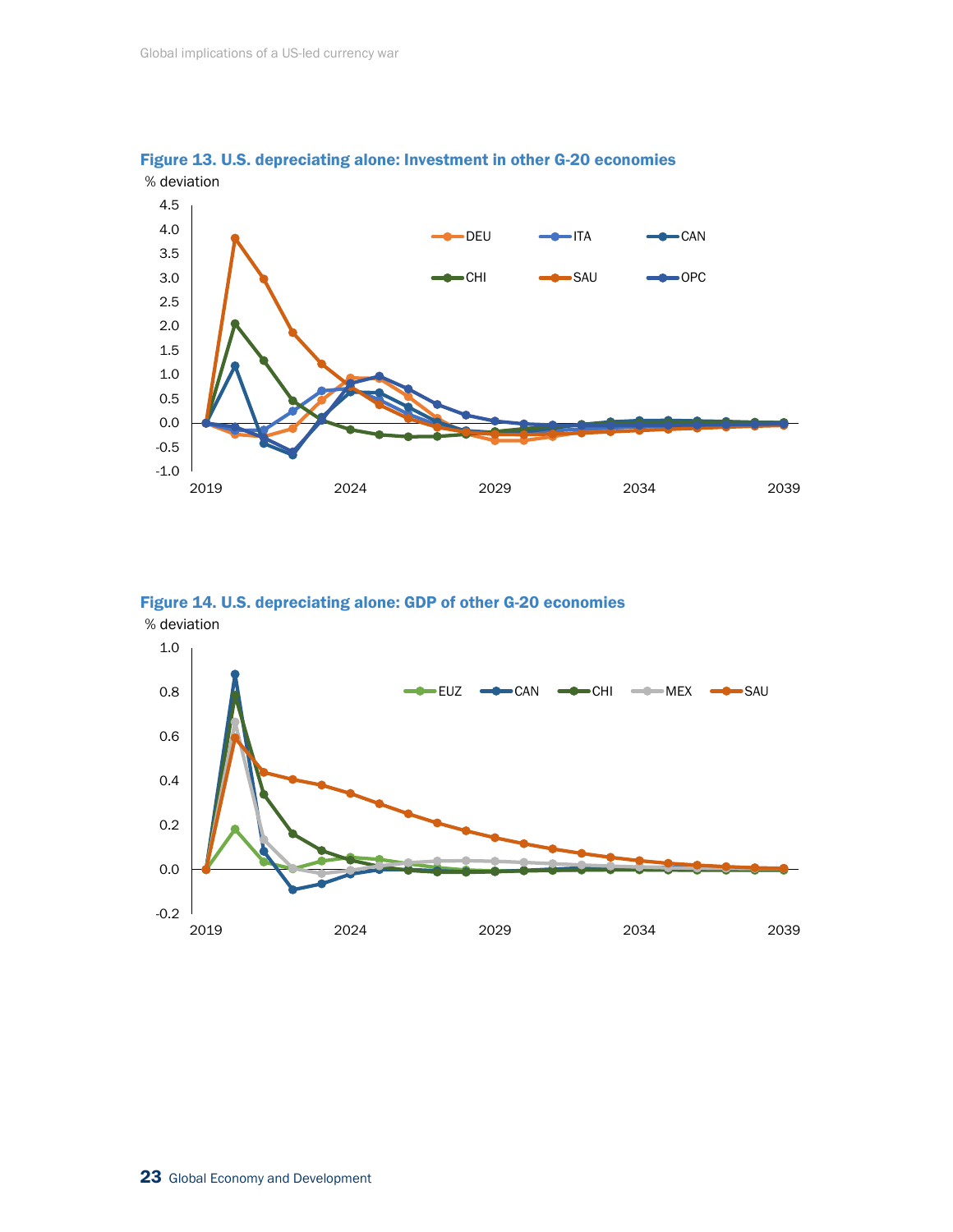**Figure 13. U.S. depreciating alone: Investment in other G-20 economies**

**Figure 14. U.S. depreciating alone: GDP of other G-20 economies**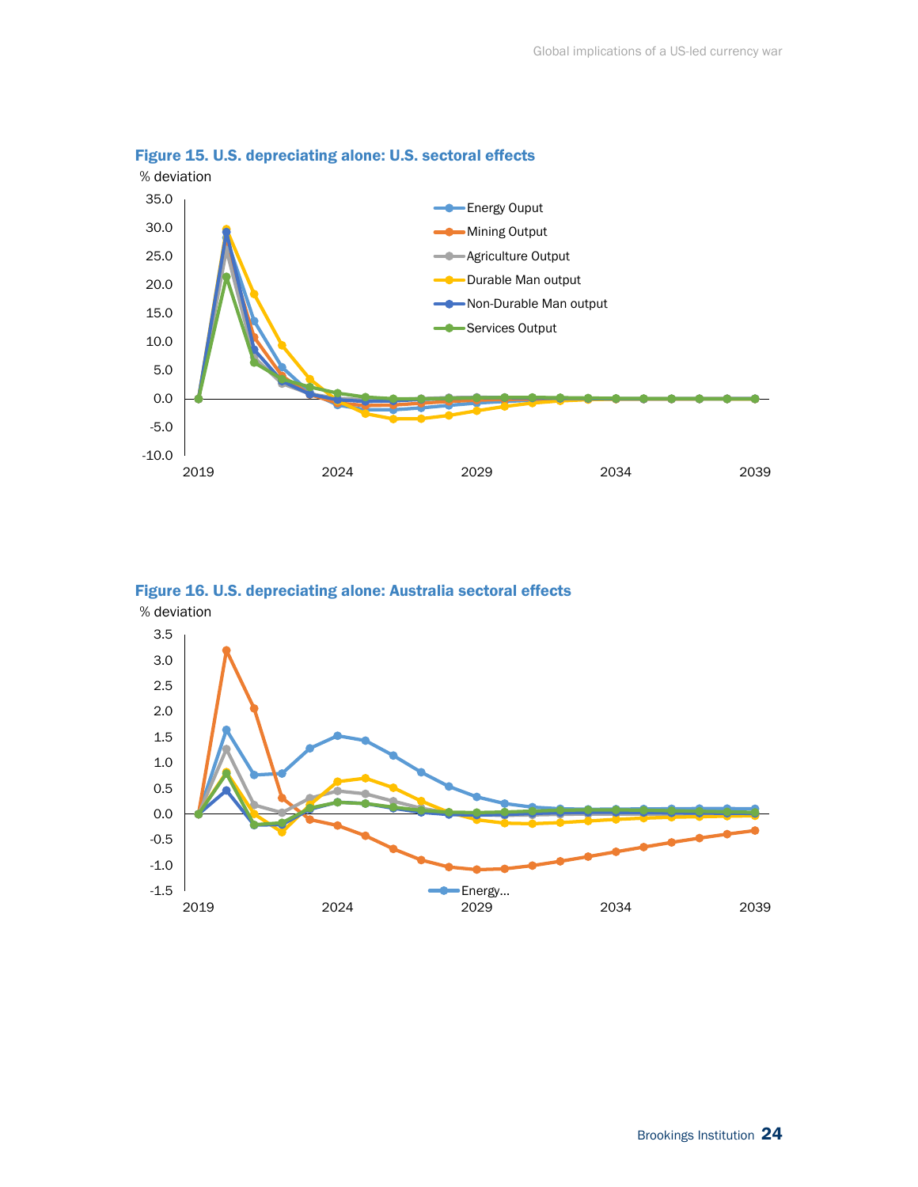**Figure 15. U.S. depreciating alone: U.S. sectoral effects**

% deviation

35.0
30.0
25.0
20.0
15.0
10.0
5.0
0.0
-5.0
-10.0

2019 2024 2029 2034 2039

Energy Ouput
Mining Output
Agriculture Output
Durable Man output
Non-Durable Man output
Services Output

**Figure 16. U.S. depreciating alone: Australia sectoral effects**

% deviation

3.5
3.0
2.5
2.0
1.5
1.0
0.5
0.0
-0.5
-1.0
-1.5

2019 2024 2029 2034 2039

Energy...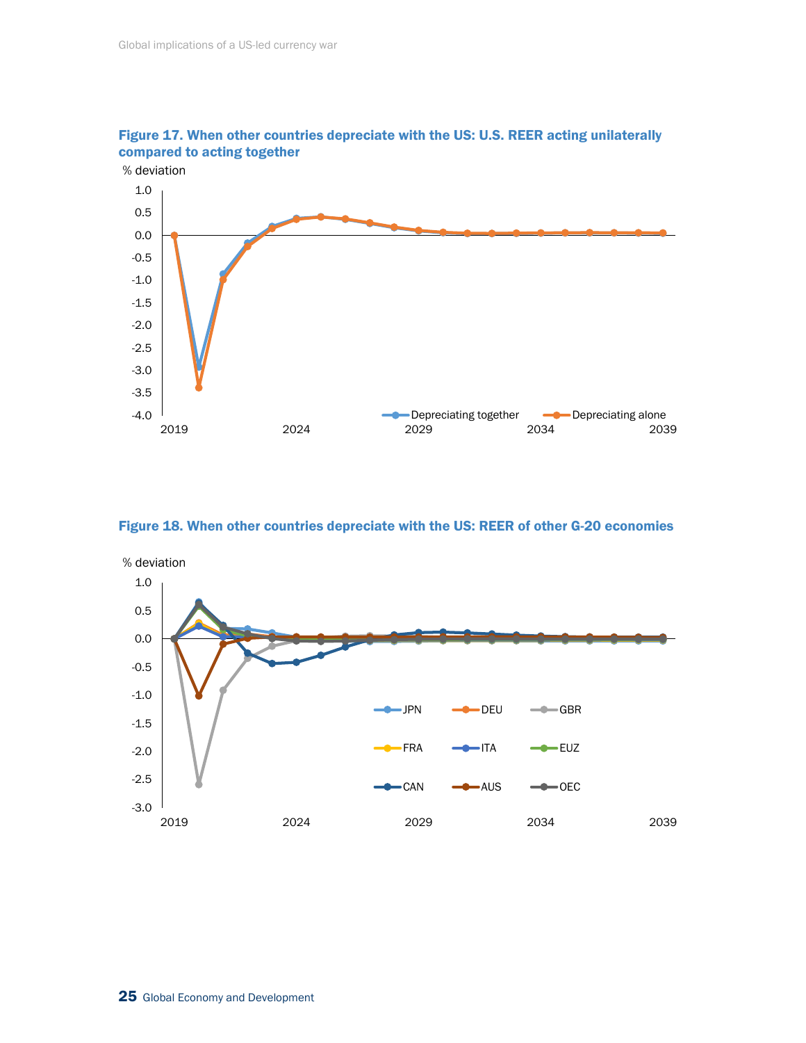**Figure 17. When other countries depreciate with the US: U.S. REER acting unilaterally compared to acting together**

% deviation

1.0
0.5
0.0
-0.5
-1.0
-1.5
-2.0
-2.5
-3.0
-3.5
-4.0

2019 2024 2029 2034 2039

Depreciating together   Depreciating alone

**Figure 18. When other countries depreciate with the US: REER of other G-20 economies**

% deviation

1.0
0.5
0.0
-0.5
-1.0
-1.5
-2.0
-2.5
-3.0

2019 2024 2029 2034 2039

JPN   DEU   GBR
FRA   ITA   EUZ
CAN   AUS   OEC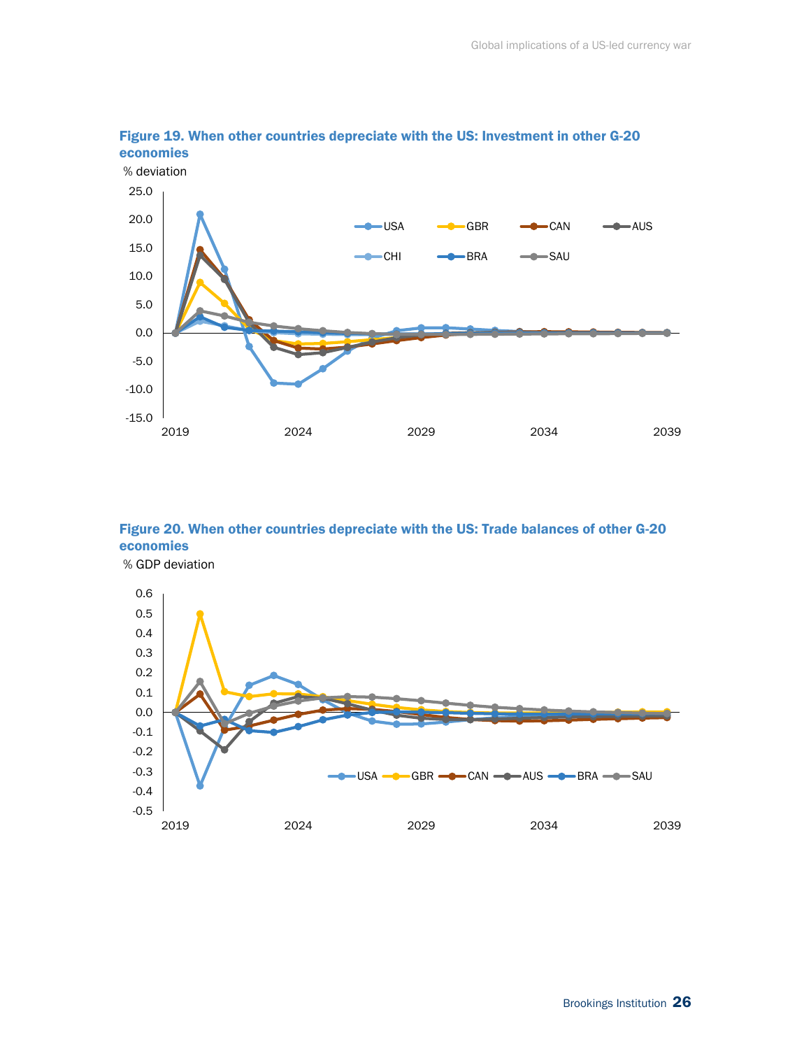**Figure 19. When other countries depreciate with the US: Investment in other G-20 economies**

% deviation

**Figure 20. When other countries depreciate with the US: Trade balances of other G-20 economies**

% GDP deviation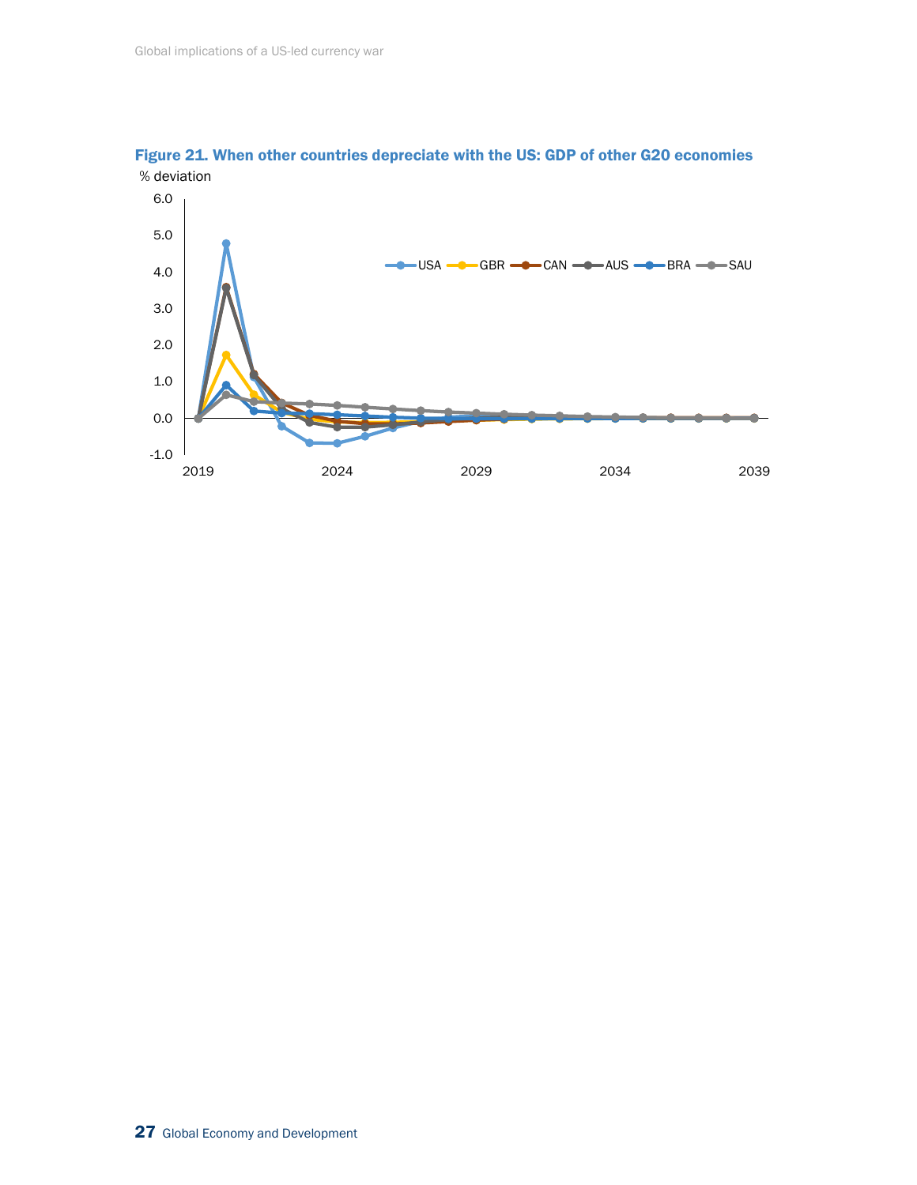**Figure 21. When other countries depreciate with the US: GDP of other G20 economies**

% deviation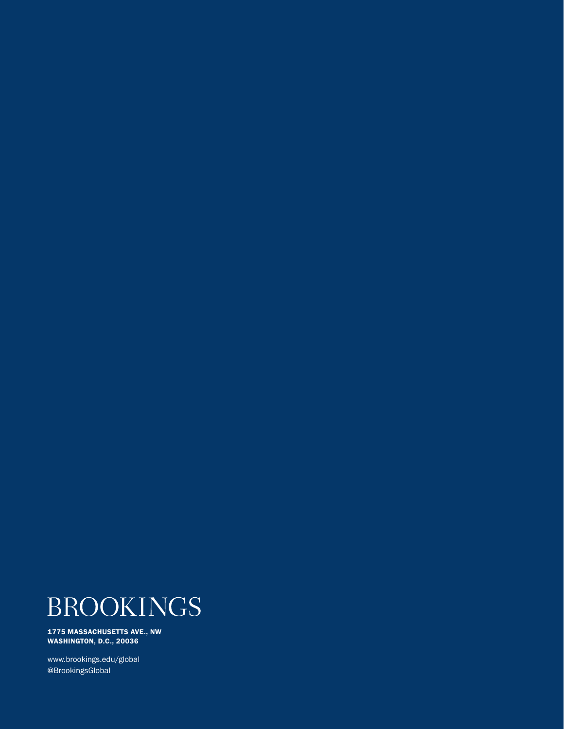BROOKINGS

**1775 MASSACHUSETTS AVE., NW**
**WASHINGTON, D.C., 20036**

www.brookings.edu/global
@BrookingsGlobal